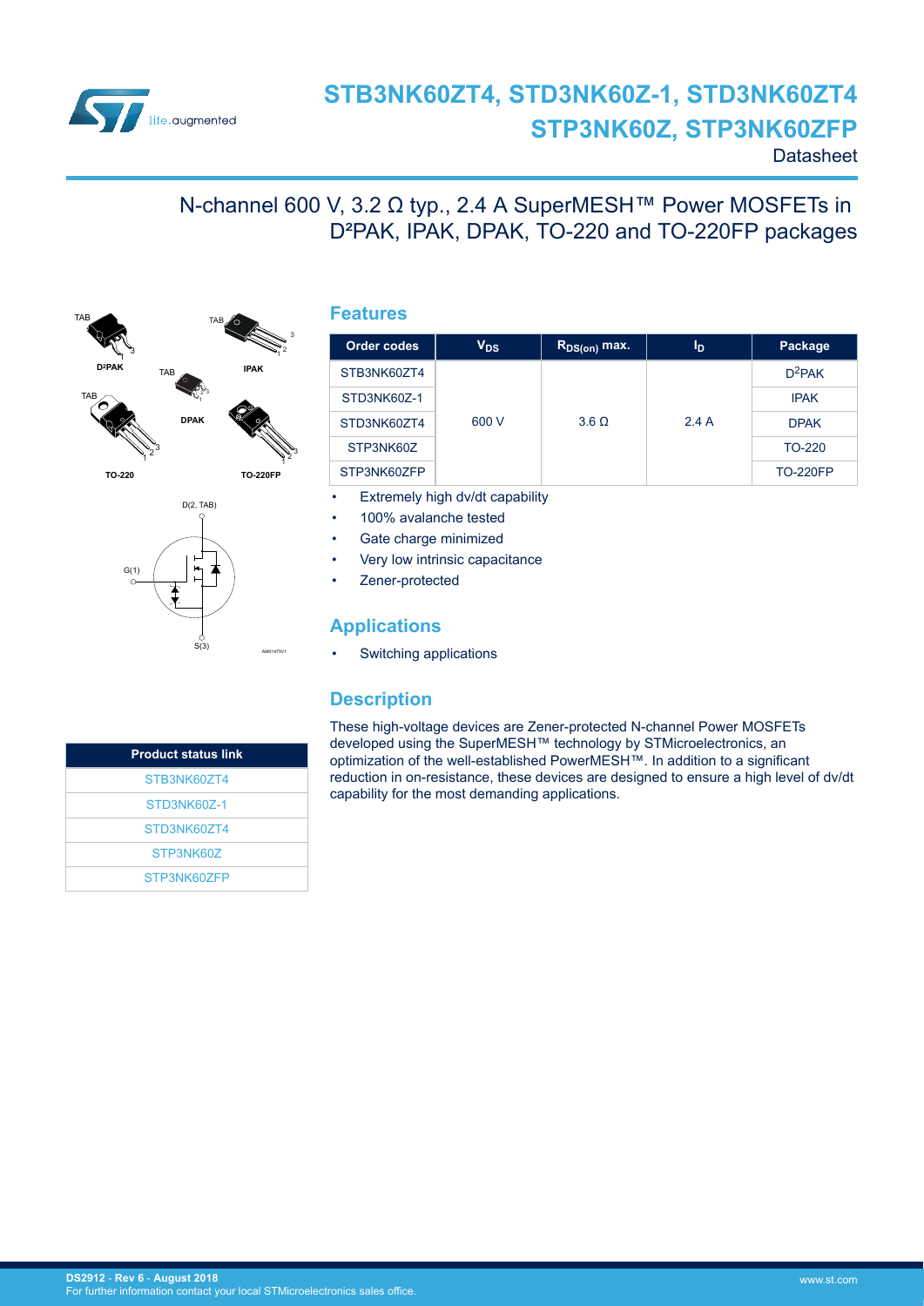# STB3NK60ZT4, STD3NK60Z-1, STD3NK60ZT4 STP3NK60Z, STP3NK60ZFP

Datasheet

## N-channel 600 V, 3.2 Ω typ., 2.4 A SuperMESH™ Power MOSFETs in D²PAK, IPAK, DPAK, TO-220 and TO-220FP packages

## Features

| Order codes | $V_{DS}$ | $R_{DS(on)}$ max. | $I_D$ | Package |
|---|---|---|---|---|
| STB3NK60ZT4 | 600 V | 3.6 Ω | 2.4 A | $D^2PAK$ |
| STD3NK60Z-1 | | | | IPAK |
| STD3NK60ZT4 | | | | DPAK |
| STP3NK60Z | | | | TO-220 |
| STP3NK60ZFP | | | | TO-220FP |

- Extremely high dv/dt capability
- 100% avalanche tested
- Gate charge minimized
- Very low intrinsic capacitance
- Zener-protected

## Applications

- Switching applications

## Description

These high-voltage devices are Zener-protected N-channel Power MOSFETs developed using the SuperMESH™ technology by STMicroelectronics, an optimization of the well-established PowerMESH™. In addition to a significant reduction in on-resistance, these devices are designed to ensure a high level of dv/dt capability for the most demanding applications.

| Product status link |
|---|
| STB3NK60ZT4 |
| STD3NK60Z-1 |
| STD3NK60ZT4 |
| STP3NK60Z |
| STP3NK60ZFP |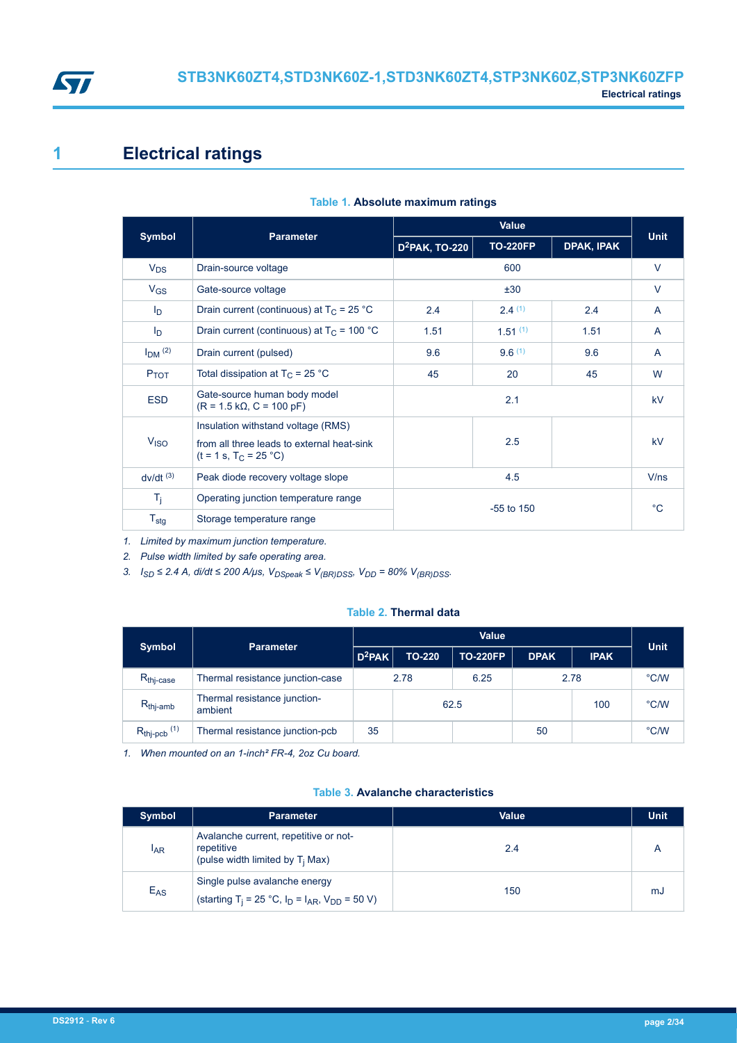# 1 Electrical ratings

**Table 1. Absolute maximum ratings**

| Symbol | Parameter | Value | | | Unit |
|---|---|---|---|---|---|
| | | $D^2PAK$, TO-220 | TO-220FP | DPAK, IPAK | |
| $V_{DS}$ | Drain-source voltage | 600 | | | V |
| $V_{GS}$ | Gate-source voltage | ±30 | | | V |
| $I_D$ | Drain current (continuous) at $T_C$ = 25 °C | 2.4 | 2.4 [1] | 2.4 | A |
| $I_D$ | Drain current (continuous) at $T_C$ = 100 °C | 1.51 | 1.51 [1] | 1.51 | A |
| $I_{DM}$ [2] | Drain current (pulsed) | 9.6 | 9.6 [1] | 9.6 | A |
| $P_{TOT}$ | Total dissipation at $T_C$ = 25 °C | 45 | 20 | 45 | W |
| ESD | Gate-source human body model (R = 1.5 kΩ, C = 100 pF) | 2.1 | | | kV |
| $V_{ISO}$ | Insulation withstand voltage (RMS) from all three leads to external heat-sink (t = 1 s, $T_C$ = 25 °C) | | 2.5 | | kV |
| dv/dt [3] | Peak diode recovery voltage slope | 4.5 | | | V/ns |
| $T_j$ | Operating junction temperature range | -55 to 150 | | | °C |
| $T_{stg}$ | Storage temperature range | -55 to 150 | | | °C |

1. *Limited by maximum junction temperature.*
2. *Pulse width limited by safe operating area.*
3. *$I_{SD}$ ≤ 2.4 A, di/dt ≤ 200 A/µs, $V_{DSpeak}$ ≤ $V_{(BR)DSS}$, $V_{DD}$ = 80% $V_{(BR)DSS}$.*

**Table 2. Thermal data**

| Symbol | Parameter | Value | | | | | Unit |
|---|---|---|---|---|---|---|---|
| | | $D^2PAK$ | TO-220 | TO-220FP | DPAK | IPAK | |
| $R_{thj-case}$ | Thermal resistance junction-case | 2.78 | 2.78 | 6.25 | 2.78 | 2.78 | °C/W |
| $R_{thj-amb}$ | Thermal resistance junction-ambient | | 62.5 | 62.5 | | 100 | °C/W |
| $R_{thj-pcb}$ [1] | Thermal resistance junction-pcb | 35 | | | 50 | | °C/W |

1. *When mounted on an 1-inch² FR-4, 2oz Cu board.*

**Table 3. Avalanche characteristics**

| Symbol | Parameter | Value | Unit |
|---|---|---|---|
| $I_{AR}$ | Avalanche current, repetitive or not-repetitive (pulse width limited by $T_j$ Max) | 2.4 | A |
| $E_{AS}$ | Single pulse avalanche energy (starting $T_j$ = 25 °C, $I_D$ = $I_{AR}$, $V_{DD}$ = 50 V) | 150 | mJ |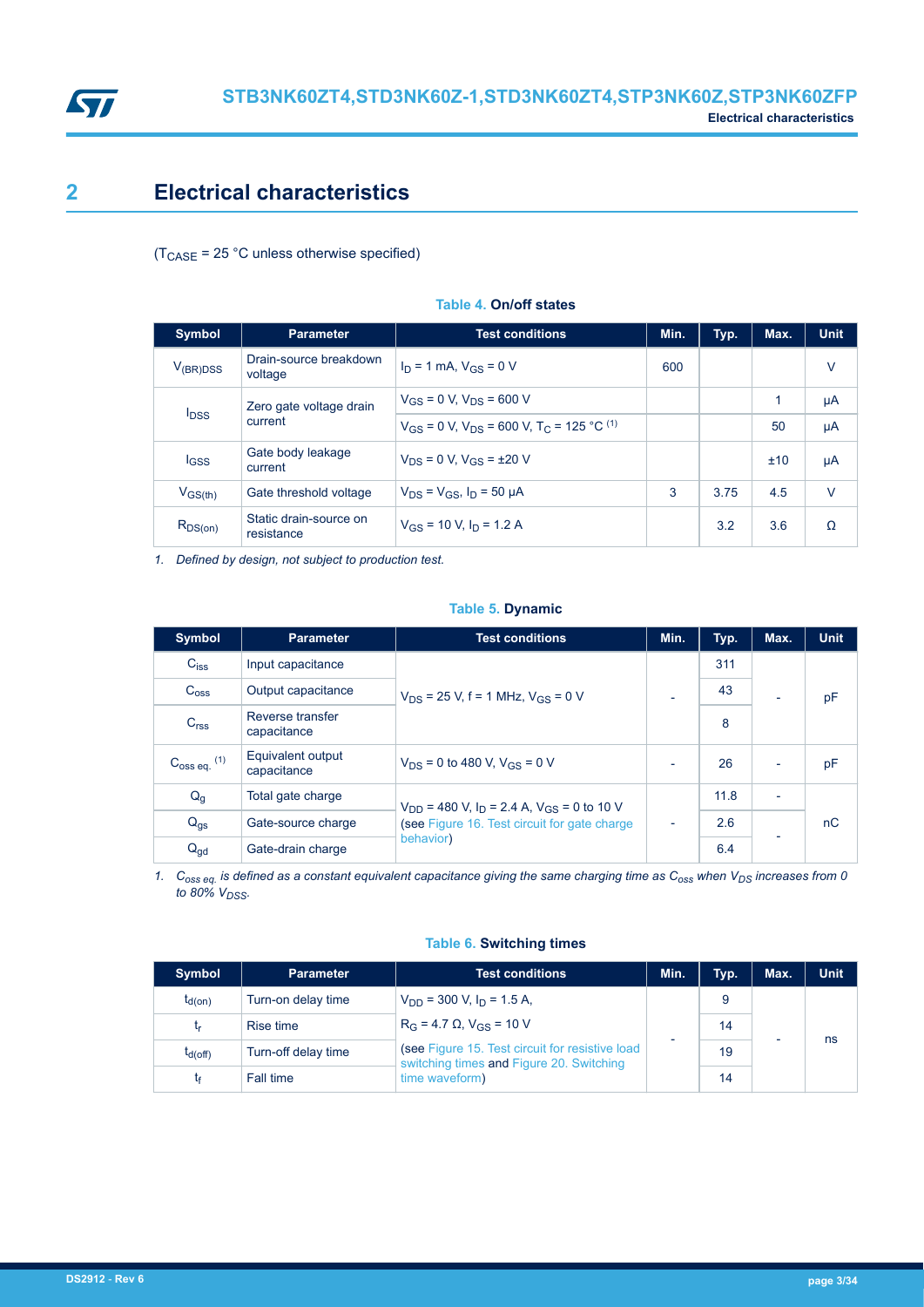# 2 Electrical characteristics

($T_{CASE}$ = 25 °C unless otherwise specified)

**Table 4. On/off states**

| Symbol | Parameter | Test conditions | Min. | Typ. | Max. | Unit |
|---|---|---|---|---|---|---|
| $V_{(BR)DSS}$ | Drain-source breakdown voltage | $I_D$ = 1 mA, $V_{GS}$ = 0 V | 600 | | | V |
| $I_{DSS}$ | Zero gate voltage drain current | $V_{GS}$ = 0 V, $V_{DS}$ = 600 V | | | 1 | µA |
| | | $V_{GS}$ = 0 V, $V_{DS}$ = 600 V, $T_C$ = 125 °C [(1)] | | | 50 | µA |
| $I_{GSS}$ | Gate body leakage current | $V_{DS}$ = 0 V, $V_{GS}$ = ±20 V | | | ±10 | µA |
| $V_{GS(th)}$ | Gate threshold voltage | $V_{DS}$ = $V_{GS}$, $I_D$ = 50 µA | 3 | 3.75 | 4.5 | V |
| $R_{DS(on)}$ | Static drain-source on resistance | $V_{GS}$ = 10 V, $I_D$ = 1.2 A | | 3.2 | 3.6 | Ω |

1. *Defined by design, not subject to production test.*

**Table 5. Dynamic**

| Symbol | Parameter | Test conditions | Min. | Typ. | Max. | Unit |
|---|---|---|---|---|---|---|
| $C_{iss}$ | Input capacitance | $V_{DS}$ = 25 V, f = 1 MHz, $V_{GS}$ = 0 V | - | 311 | - | pF |
| $C_{oss}$ | Output capacitance | | | 43 | | |
| $C_{rss}$ | Reverse transfer capacitance | | | 8 | | |
| $C_{oss\ eq.}$ [(1)] | Equivalent output capacitance | $V_{DS}$ = 0 to 480 V, $V_{GS}$ = 0 V | - | 26 | - | pF |
| $Q_g$ | Total gate charge | $V_{DD}$ = 480 V, $I_D$ = 2.4 A, $V_{GS}$ = 0 to 10 V (see Figure 16. Test circuit for gate charge behavior) | - | 11.8 | - | nC |
| $Q_{gs}$ | Gate-source charge | | | 2.6 | - | |
| $Q_{gd}$ | Gate-drain charge | | | 6.4 | | |

1. *$C_{oss\ eq.}$ is defined as a constant equivalent capacitance giving the same charging time as $C_{oss}$ when $V_{DS}$ increases from 0 to 80% $V_{DSS}$.*

**Table 6. Switching times**

| Symbol | Parameter | Test conditions | Min. | Typ. | Max. | Unit |
|---|---|---|---|---|---|---|
| $t_{d(on)}$ | Turn-on delay time | $V_{DD}$ = 300 V, $I_D$ = 1.5 A, $R_G$ = 4.7 Ω, $V_{GS}$ = 10 V (see Figure 15. Test circuit for resistive load switching times and Figure 20. Switching time waveform) | - | 9 | - | ns |
| $t_r$ | Rise time | | | 14 | | |
| $t_{d(off)}$ | Turn-off delay time | | | 19 | | |
| $t_f$ | Fall time | | | 14 | | |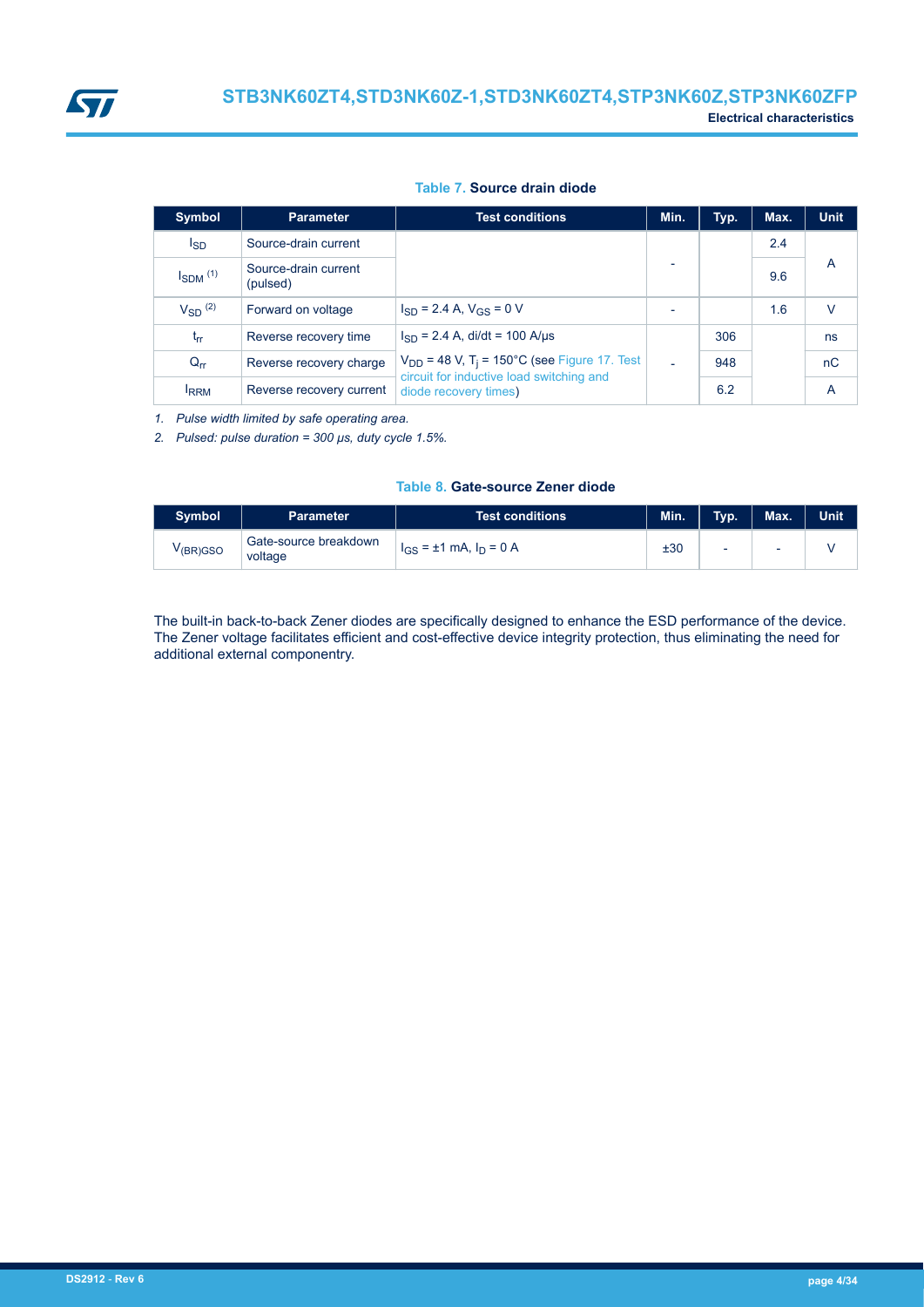**Table 7. Source drain diode**

| Symbol | Parameter | Test conditions | Min. | Typ. | Max. | Unit |
|---|---|---|---|---|---|---|
| $I_{SD}$ | Source-drain current | | - | | 2.4 | A |
| $I_{SDM}$ [(1)] | Source-drain current (pulsed) | | | | 9.6 | |
| $V_{SD}$ [(2)] | Forward on voltage | $I_{SD}$ = 2.4 A, $V_{GS}$ = 0 V | - | | 1.6 | V |
| $t_{rr}$ | Reverse recovery time | $I_{SD}$ = 2.4 A, di/dt = 100 A/µs | - | 306 | | ns |
| $Q_{rr}$ | Reverse recovery charge | $V_{DD}$ = 48 V, $T_j$ = 150°C (see Figure 17. Test circuit for inductive load switching and diode recovery times) | | 948 | | nC |
| $I_{RRM}$ | Reverse recovery current | | | 6.2 | | A |

1. *Pulse width limited by safe operating area.*
2. *Pulsed: pulse duration = 300 µs, duty cycle 1.5%.*

**Table 8. Gate-source Zener diode**

| Symbol | Parameter | Test conditions | Min. | Typ. | Max. | Unit |
|---|---|---|---|---|---|---|
| $V_{(BR)GSO}$ | Gate-source breakdown voltage | $I_{GS}$ = ±1 mA, $I_D$ = 0 A | ±30 | - | - | V |

The built-in back-to-back Zener diodes are specifically designed to enhance the ESD performance of the device. The Zener voltage facilitates efficient and cost-effective device integrity protection, thus eliminating the need for additional external componentry.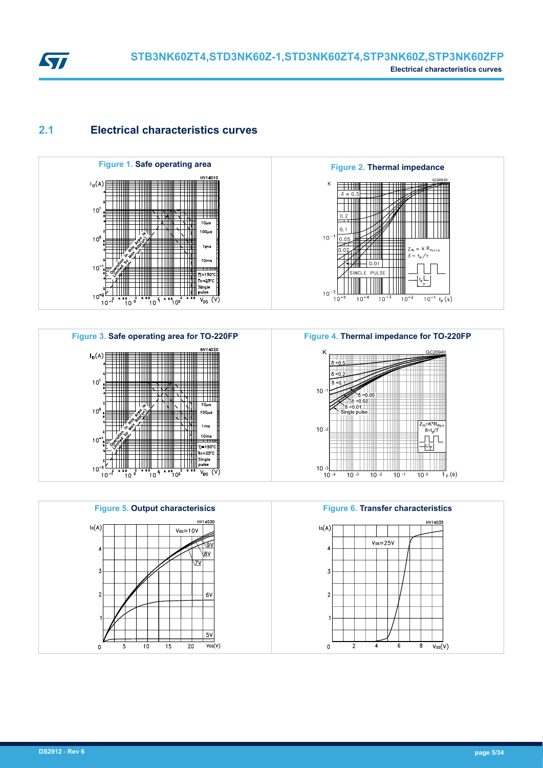## 2.1 Electrical characteristics curves

Figure 1. **Safe operating area**

Figure 2. **Thermal impedance**

Figure 3. **Safe operating area for TO-220FP**

Figure 4. **Thermal impedance for TO-220FP**

Figure 5. **Output characterisics**

Figure 6. **Transfer characteristics**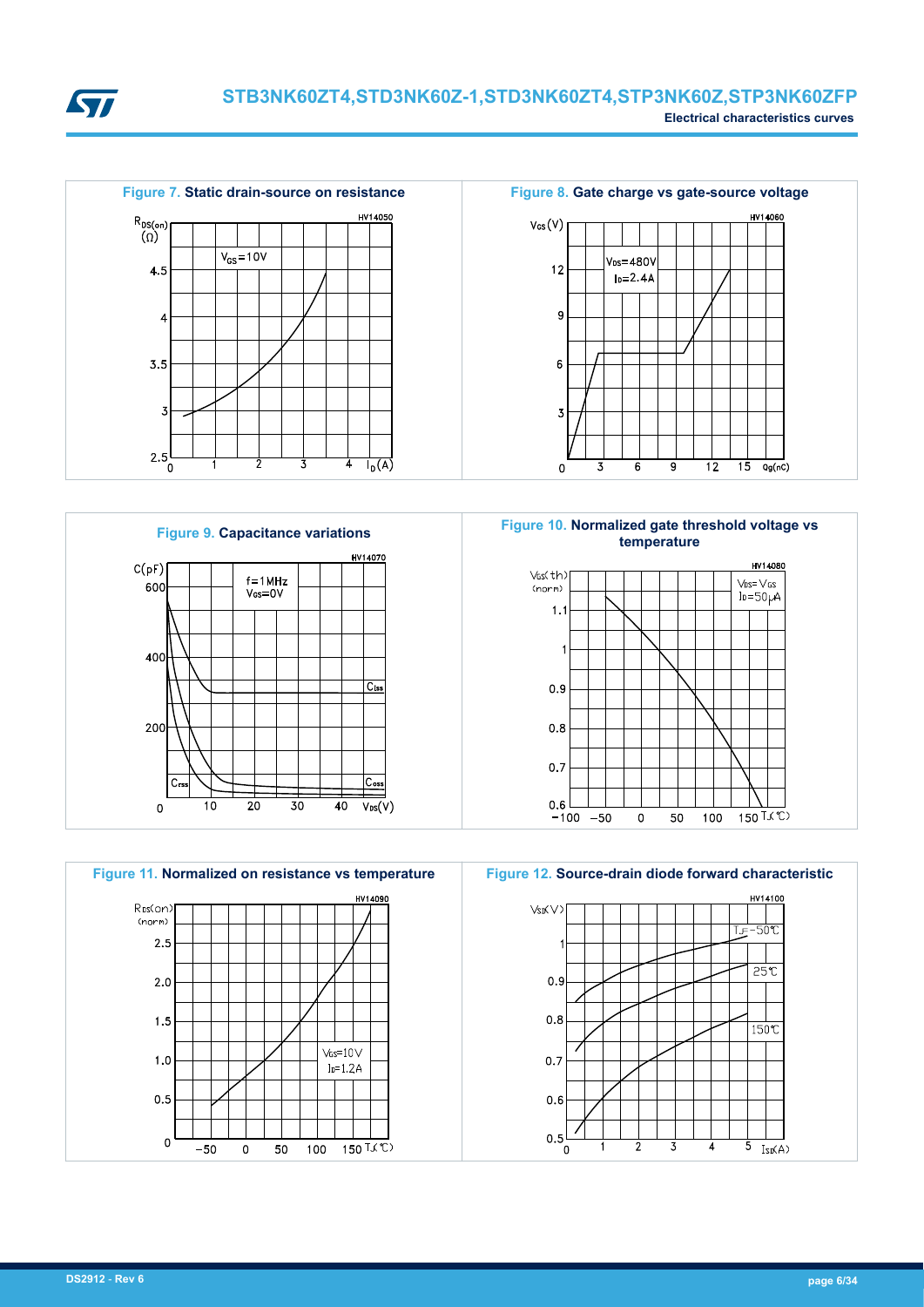**Figure 7. Static drain-source on resistance**

**Figure 8. Gate charge vs gate-source voltage**

**Figure 9. Capacitance variations**

**Figure 10. Normalized gate threshold voltage vs temperature**

**Figure 11. Normalized on resistance vs temperature**

**Figure 12. Source-drain diode forward characteristic**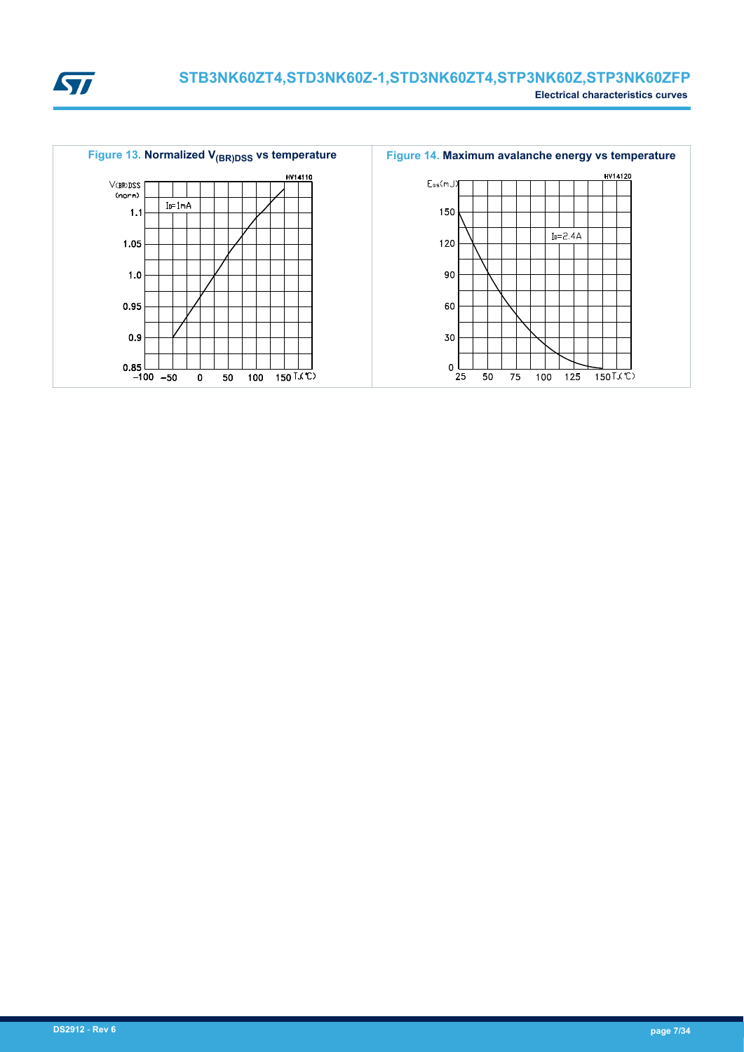Figure 13. Normalized $V_{(BR)DSS}$ vs temperature

Figure 14. Maximum avalanche energy vs temperature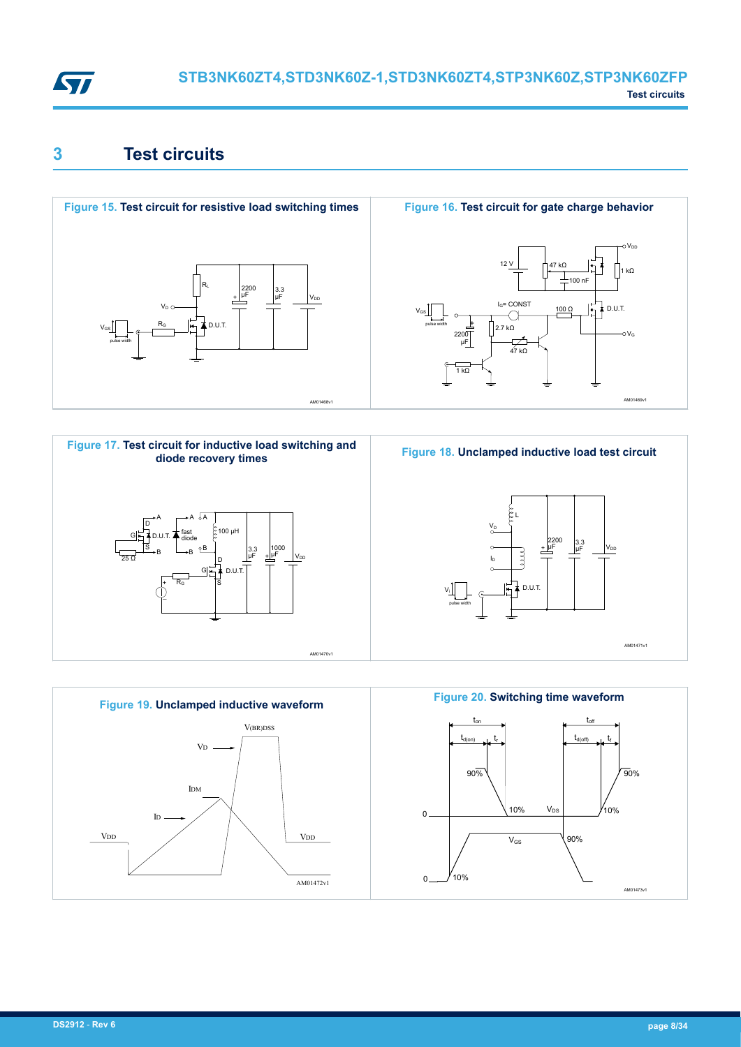# 3 Test circuits

**Figure 15. Test circuit for resistive load switching times**

**Figure 16. Test circuit for gate charge behavior**

**Figure 17. Test circuit for inductive load switching and diode recovery times**

**Figure 18. Unclamped inductive load test circuit**

**Figure 19. Unclamped inductive waveform**

**Figure 20. Switching time waveform**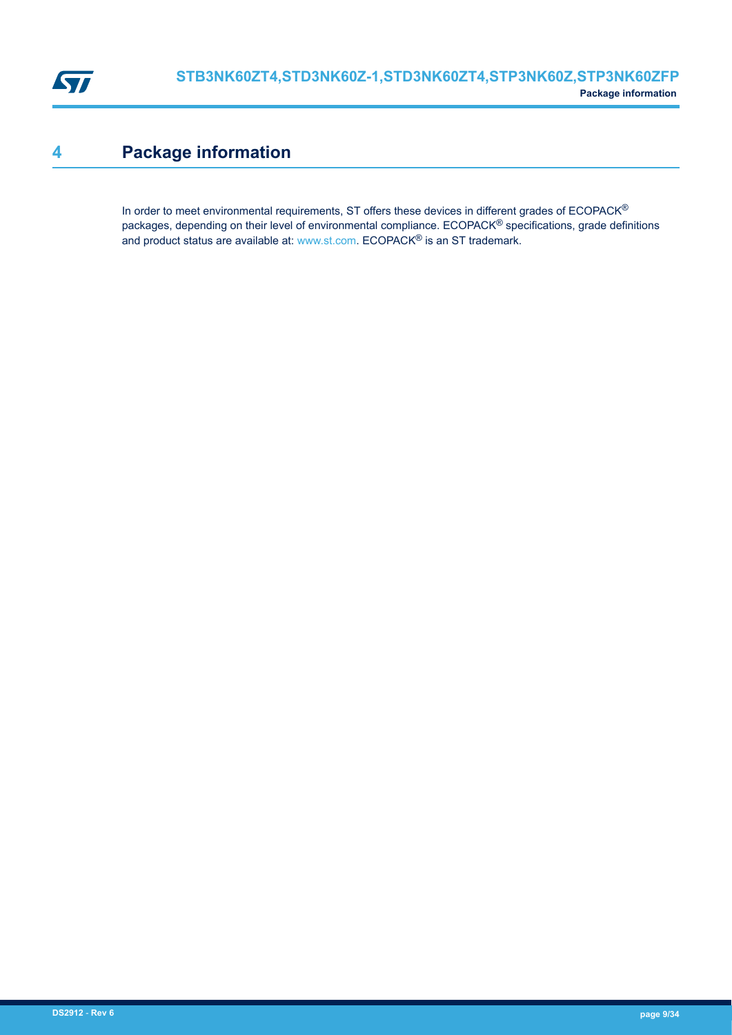# 4 Package information

In order to meet environmental requirements, ST offers these devices in different grades of ECOPACK® packages, depending on their level of environmental compliance. ECOPACK® specifications, grade definitions and product status are available at: www.st.com. ECOPACK® is an ST trademark.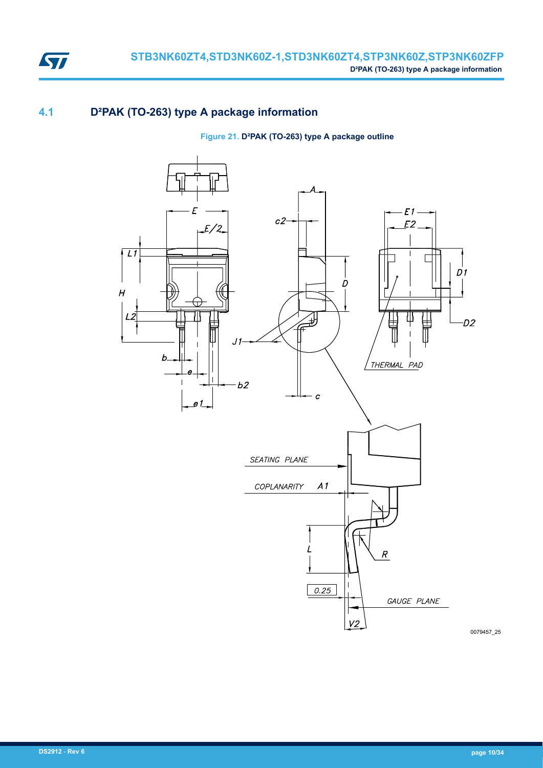## 4.1 D²PAK (TO-263) type A package information

**Figure 21. D²PAK (TO-263) type A package outline**

0079457_25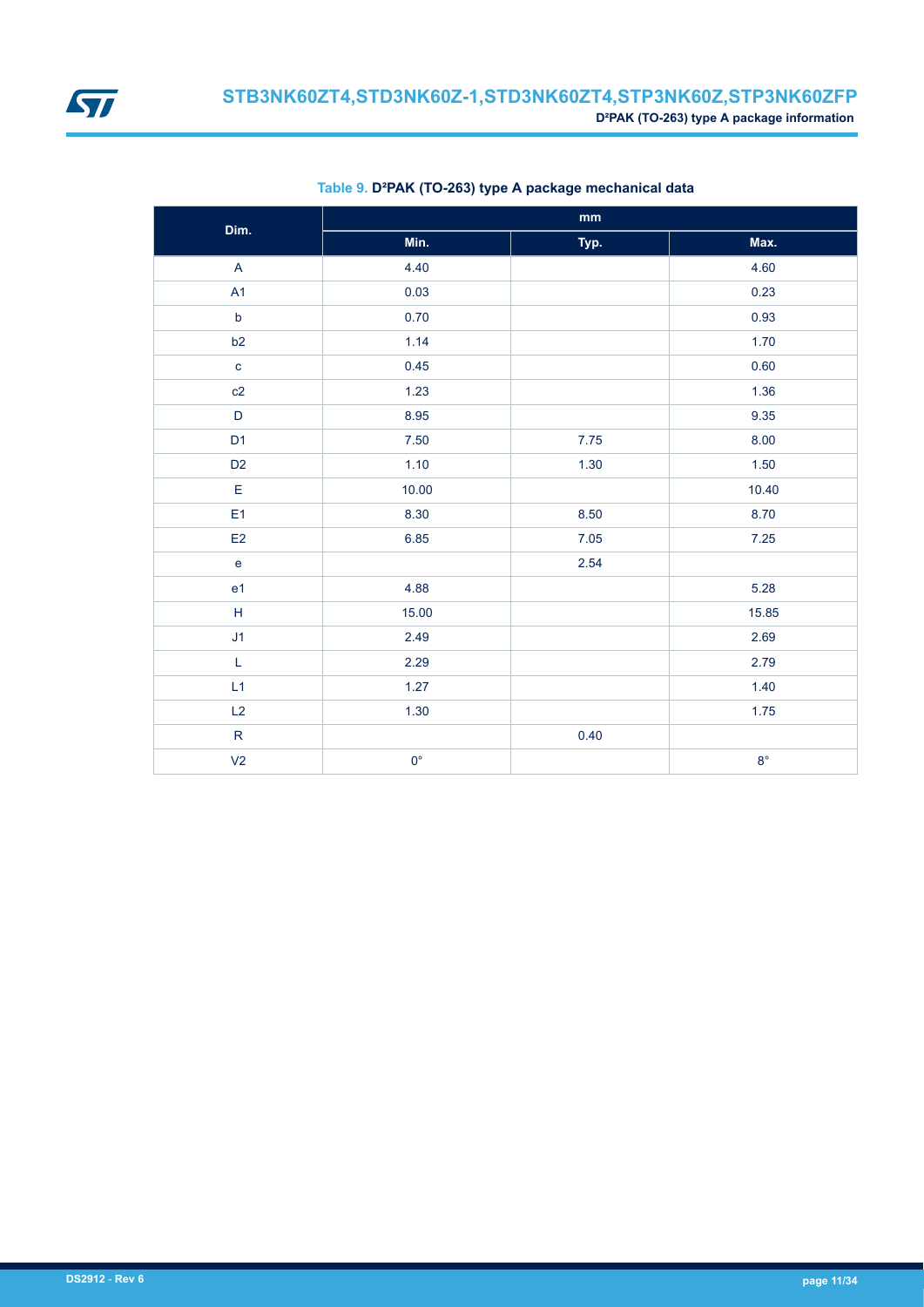Table 9. D²PAK (TO-263) type A package mechanical data

| Dim. | mm | | |
|---|---|---|---|
| | Min. | Typ. | Max. |
| A | 4.40 | | 4.60 |
| A1 | 0.03 | | 0.23 |
| b | 0.70 | | 0.93 |
| b2 | 1.14 | | 1.70 |
| c | 0.45 | | 0.60 |
| c2 | 1.23 | | 1.36 |
| D | 8.95 | | 9.35 |
| D1 | 7.50 | 7.75 | 8.00 |
| D2 | 1.10 | 1.30 | 1.50 |
| E | 10.00 | | 10.40 |
| E1 | 8.30 | 8.50 | 8.70 |
| E2 | 6.85 | 7.05 | 7.25 |
| e | | 2.54 | |
| e1 | 4.88 | | 5.28 |
| H | 15.00 | | 15.85 |
| J1 | 2.49 | | 2.69 |
| L | 2.29 | | 2.79 |
| L1 | 1.27 | | 1.40 |
| L2 | 1.30 | | 1.75 |
| R | | 0.40 | |
| V2 | 0° | | 8° |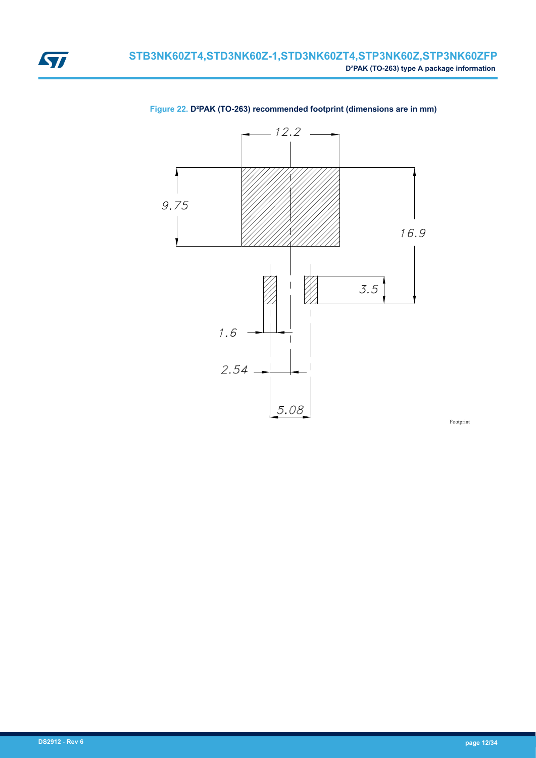**Figure 22.** D²PAK (TO-263) recommended footprint (dimensions are in mm)

12.2

9.75

16.9

3.5

1.6

2.54

5.08

Footprint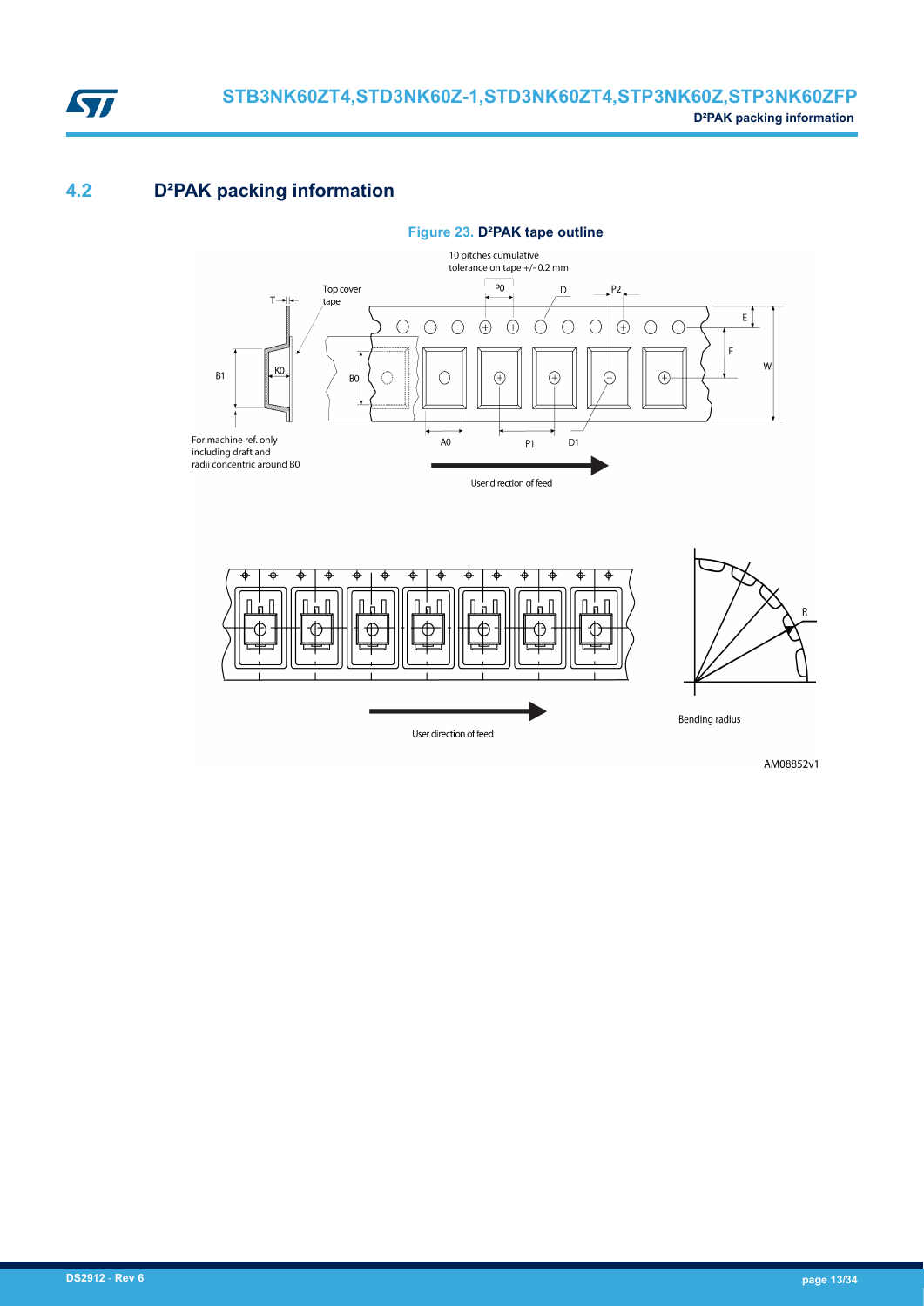## 4.2 D²PAK packing information

**Figure 23. D²PAK tape outline**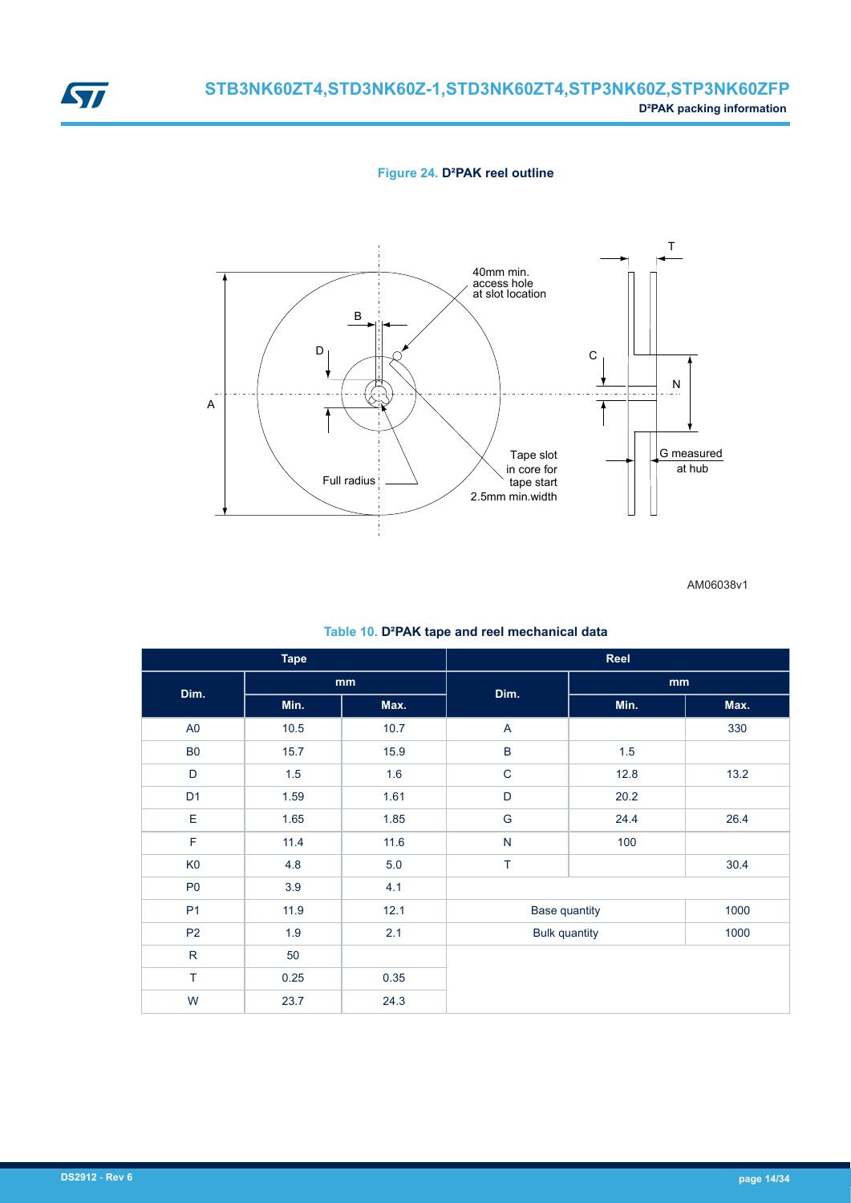**Figure 24. D²PAK reel outline**

**Table 10. D²PAK tape and reel mechanical data**

| Tape | | | Reel | | |
|---|---|---|---|---|---|
| Dim. | mm | | Dim. | mm | |
| | Min. | Max. | | Min. | Max. |
| A0 | 10.5 | 10.7 | A | | 330 |
| B0 | 15.7 | 15.9 | B | 1.5 | |
| D | 1.5 | 1.6 | C | 12.8 | 13.2 |
| D1 | 1.59 | 1.61 | D | 20.2 | |
| E | 1.65 | 1.85 | G | 24.4 | 26.4 |
| F | 11.4 | 11.6 | N | 100 | |
| K0 | 4.8 | 5.0 | T | | 30.4 |
| P0 | 3.9 | 4.1 | | | |
| P1 | 11.9 | 12.1 | Base quantity | | 1000 |
| P2 | 1.9 | 2.1 | Bulk quantity | | 1000 |
| R | 50 | | | | |
| T | 0.25 | 0.35 | | | |
| W | 23.7 | 24.3 | | | |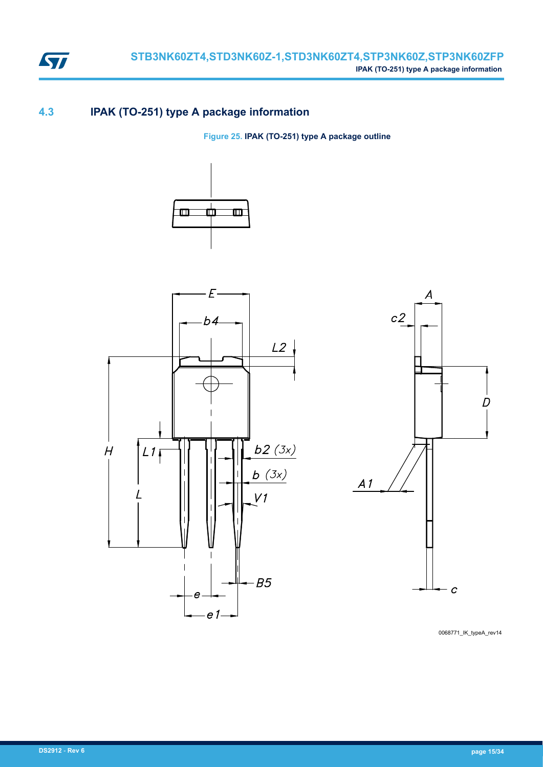## 4.3 IPAK (TO-251) type A package information

**Figure 25. IPAK (TO-251) type A package outline**

0068771_IK_typeA_rev14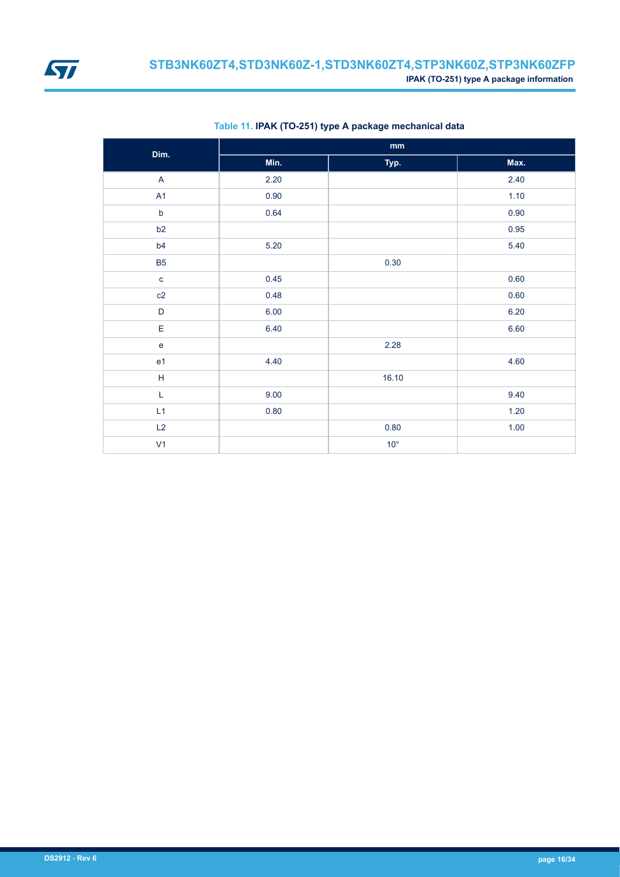Table 11. **IPAK (TO-251) type A package mechanical data**

| Dim. | mm | | |
|---|---|---|---|
| | Min. | Typ. | Max. |
| A | 2.20 | | 2.40 |
| A1 | 0.90 | | 1.10 |
| b | 0.64 | | 0.90 |
| b2 | | | 0.95 |
| b4 | 5.20 | | 5.40 |
| B5 | | 0.30 | |
| c | 0.45 | | 0.60 |
| c2 | 0.48 | | 0.60 |
| D | 6.00 | | 6.20 |
| E | 6.40 | | 6.60 |
| e | | 2.28 | |
| e1 | 4.40 | | 4.60 |
| H | | 16.10 | |
| L | 9.00 | | 9.40 |
| L1 | 0.80 | | 1.20 |
| L2 | | 0.80 | 1.00 |
| V1 | | 10° | |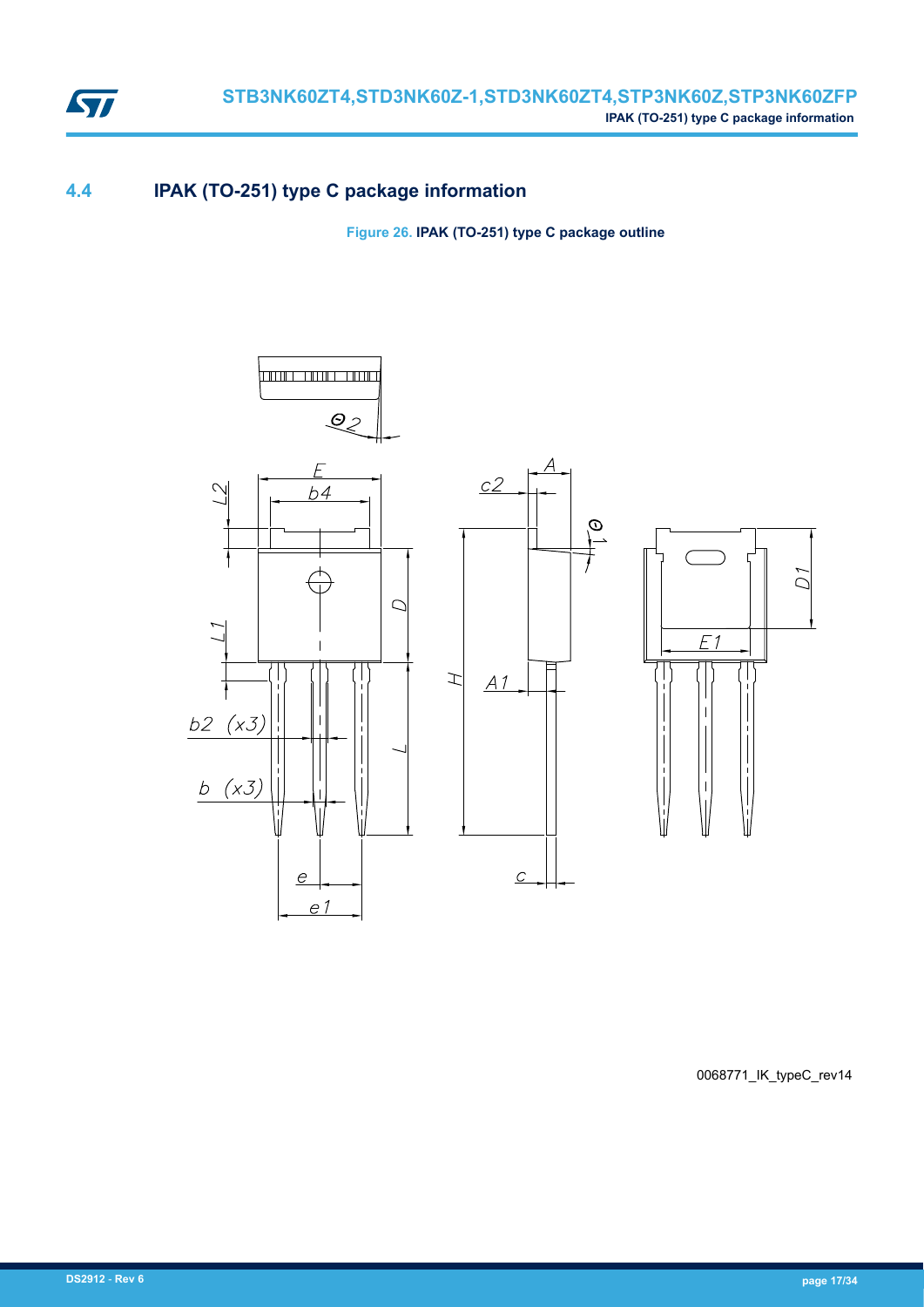## 4.4 IPAK (TO-251) type C package information

**Figure 26. IPAK (TO-251) type C package outline**

0068771_IK_typeC_rev14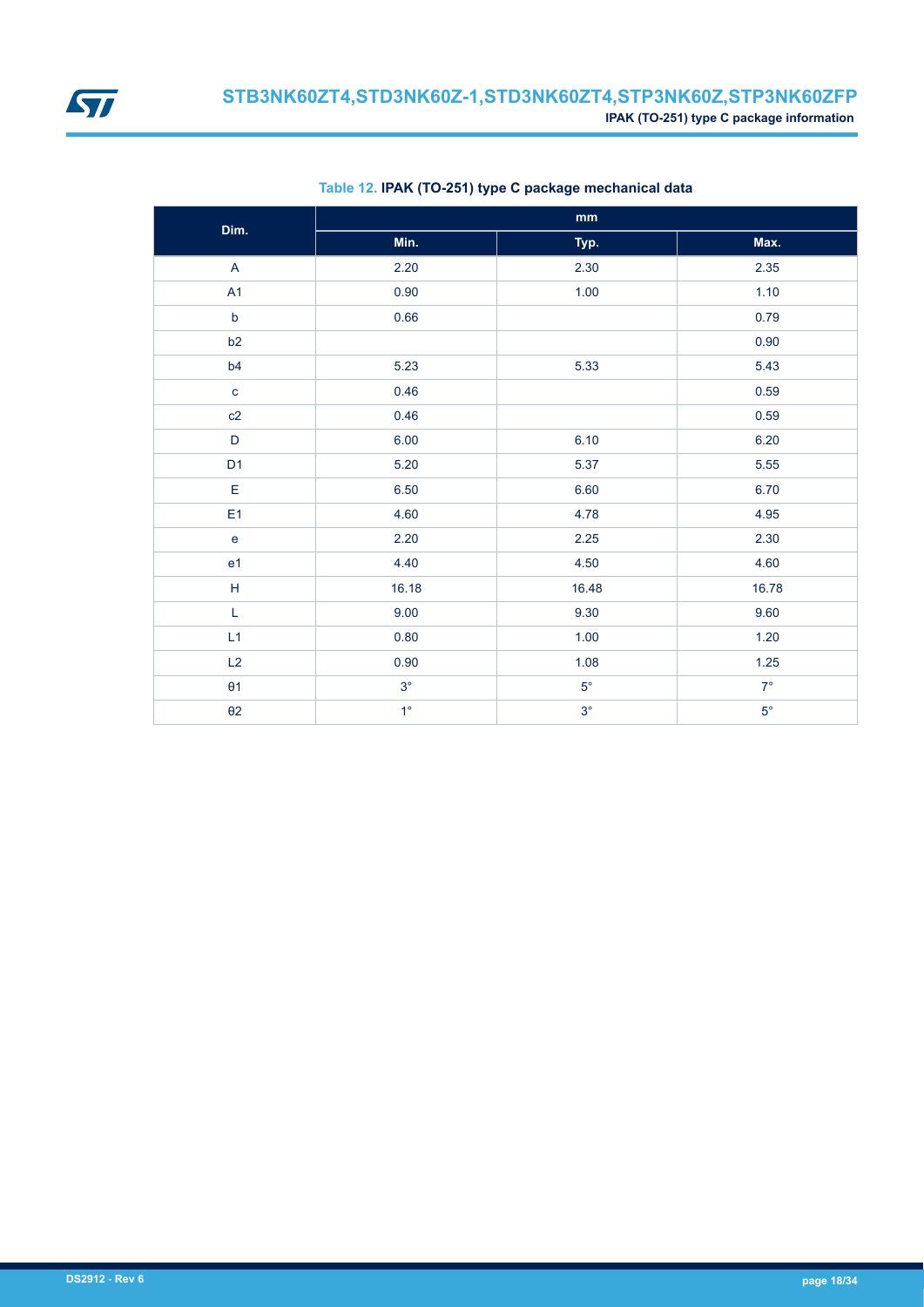**Table 12. IPAK (TO-251) type C package mechanical data**

| Dim. | mm | | |
|---|---|---|---|
| | Min. | Typ. | Max. |
| A | 2.20 | 2.30 | 2.35 |
| A1 | 0.90 | 1.00 | 1.10 |
| b | 0.66 | | 0.79 |
| b2 | | | 0.90 |
| b4 | 5.23 | 5.33 | 5.43 |
| c | 0.46 | | 0.59 |
| c2 | 0.46 | | 0.59 |
| D | 6.00 | 6.10 | 6.20 |
| D1 | 5.20 | 5.37 | 5.55 |
| E | 6.50 | 6.60 | 6.70 |
| E1 | 4.60 | 4.78 | 4.95 |
| e | 2.20 | 2.25 | 2.30 |
| e1 | 4.40 | 4.50 | 4.60 |
| H | 16.18 | 16.48 | 16.78 |
| L | 9.00 | 9.30 | 9.60 |
| L1 | 0.80 | 1.00 | 1.20 |
| L2 | 0.90 | 1.08 | 1.25 |
| θ1 | 3° | 5° | 7° |
| θ2 | 1° | 3° | 5° |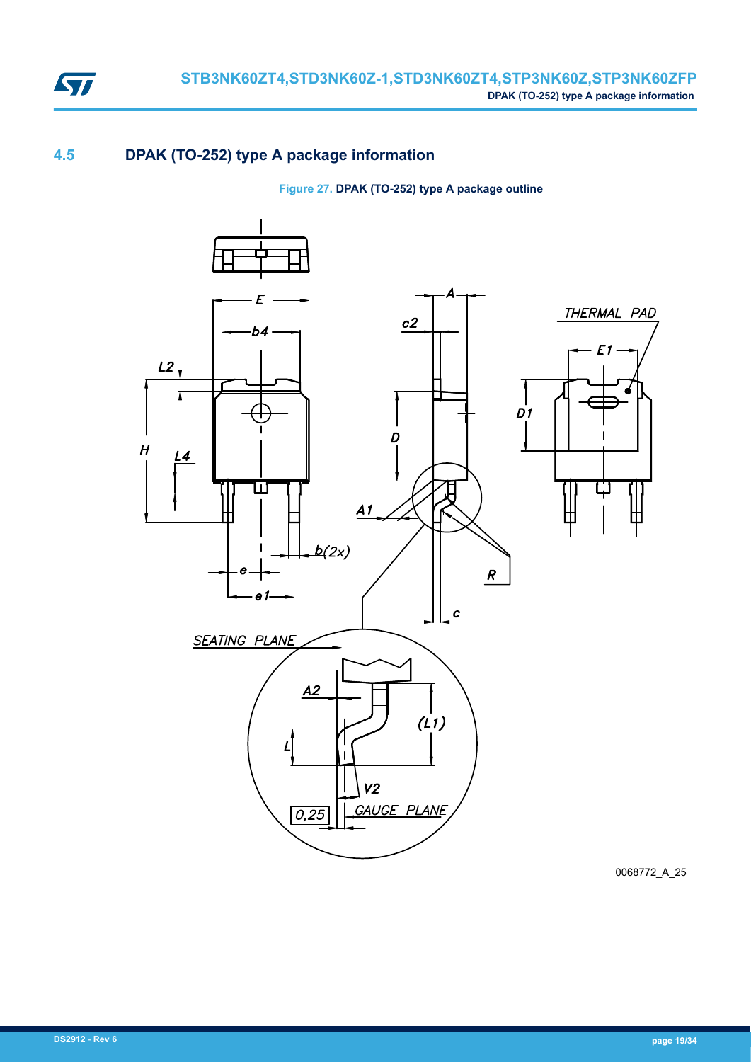## 4.5 DPAK (TO-252) type A package information

**Figure 27. DPAK (TO-252) type A package outline**

0068772_A_25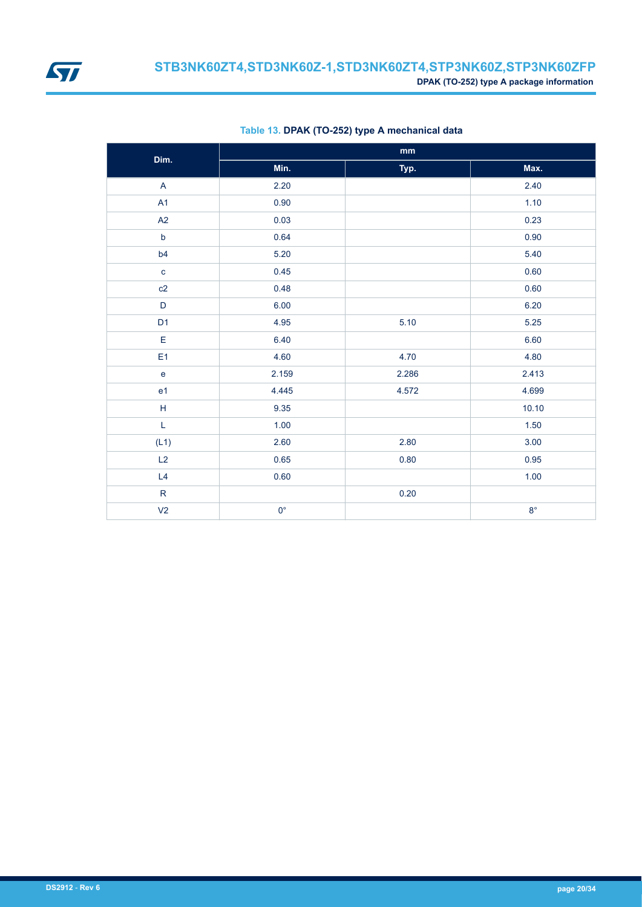**Table 13. DPAK (TO-252) type A mechanical data**

| Dim. | mm | | |
|---|---|---|---|
| | Min. | Typ. | Max. |
| A | 2.20 | | 2.40 |
| A1 | 0.90 | | 1.10 |
| A2 | 0.03 | | 0.23 |
| b | 0.64 | | 0.90 |
| b4 | 5.20 | | 5.40 |
| c | 0.45 | | 0.60 |
| c2 | 0.48 | | 0.60 |
| D | 6.00 | | 6.20 |
| D1 | 4.95 | 5.10 | 5.25 |
| E | 6.40 | | 6.60 |
| E1 | 4.60 | 4.70 | 4.80 |
| e | 2.159 | 2.286 | 2.413 |
| e1 | 4.445 | 4.572 | 4.699 |
| H | 9.35 | | 10.10 |
| L | 1.00 | | 1.50 |
| (L1) | 2.60 | 2.80 | 3.00 |
| L2 | 0.65 | 0.80 | 0.95 |
| L4 | 0.60 | | 1.00 |
| R | | 0.20 | |
| V2 | 0° | | 8° |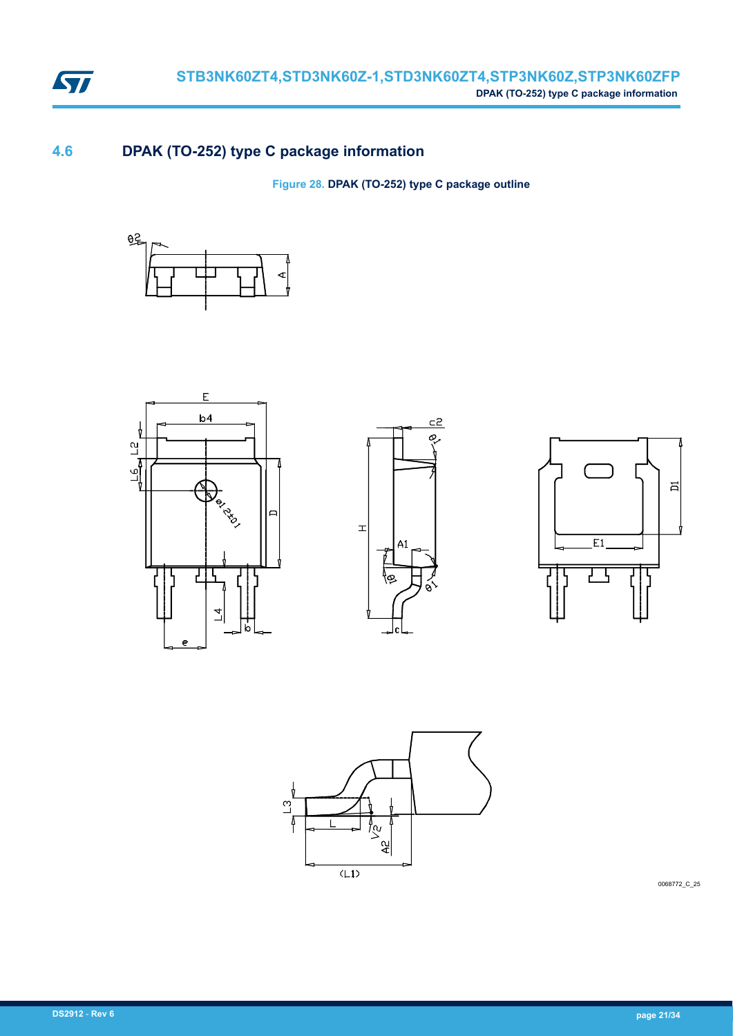## 4.6 DPAK (TO-252) type C package information

**Figure 28. DPAK (TO-252) type C package outline**

0068772_C_25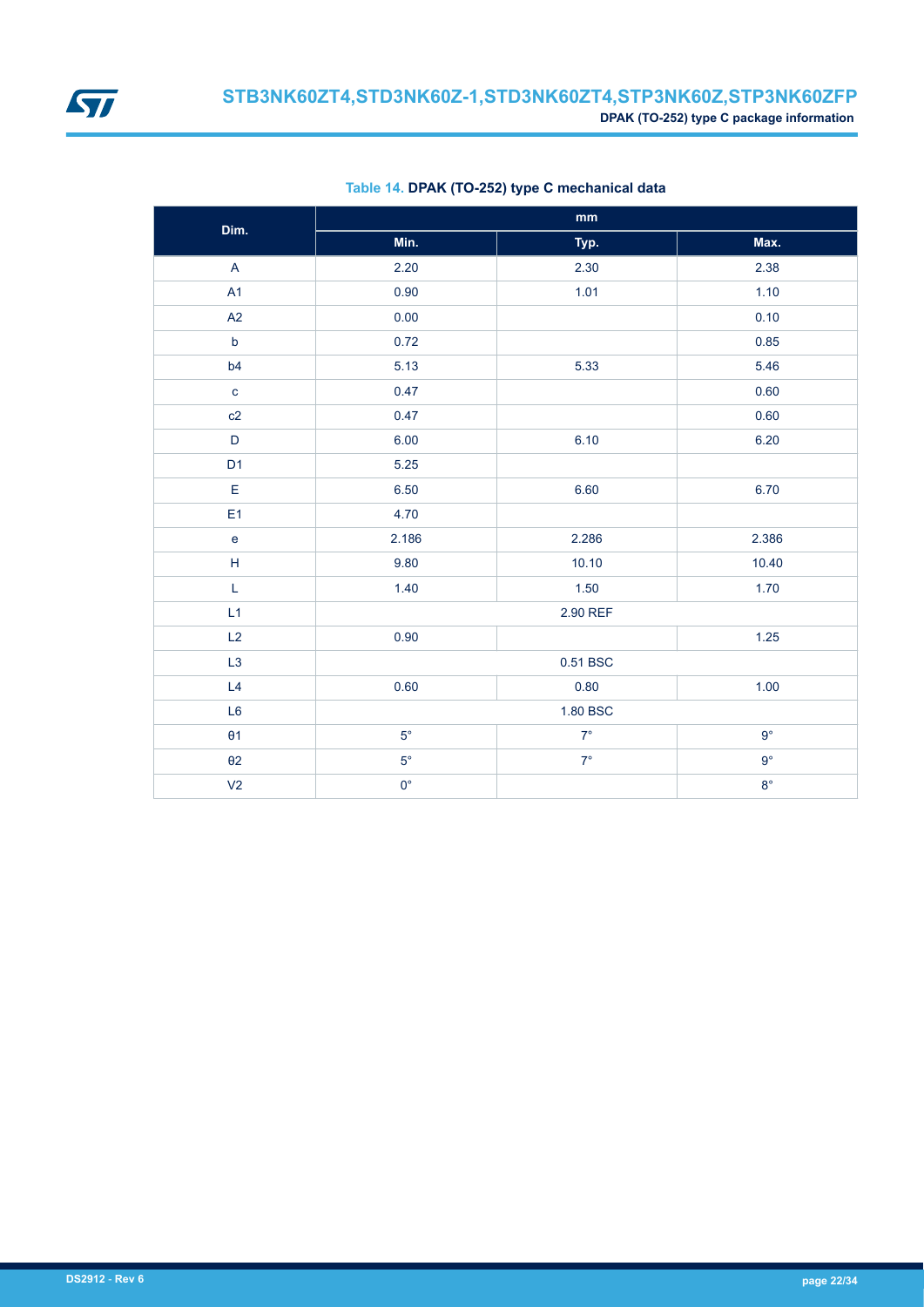**Table 14. DPAK (TO-252) type C mechanical data**

| Dim. | mm | | |
|---|---|---|---|
| | Min. | Typ. | Max. |
| A | 2.20 | 2.30 | 2.38 |
| A1 | 0.90 | 1.01 | 1.10 |
| A2 | 0.00 | | 0.10 |
| b | 0.72 | | 0.85 |
| b4 | 5.13 | 5.33 | 5.46 |
| c | 0.47 | | 0.60 |
| c2 | 0.47 | | 0.60 |
| D | 6.00 | 6.10 | 6.20 |
| D1 | 5.25 | | |
| E | 6.50 | 6.60 | 6.70 |
| E1 | 4.70 | | |
| e | 2.186 | 2.286 | 2.386 |
| H | 9.80 | 10.10 | 10.40 |
| L | 1.40 | 1.50 | 1.70 |
| L1 | | 2.90 REF | |
| L2 | 0.90 | | 1.25 |
| L3 | | 0.51 BSC | |
| L4 | 0.60 | 0.80 | 1.00 |
| L6 | | 1.80 BSC | |
| θ1 | 5° | 7° | 9° |
| θ2 | 5° | 7° | 9° |
| V2 | 0° | | 8° |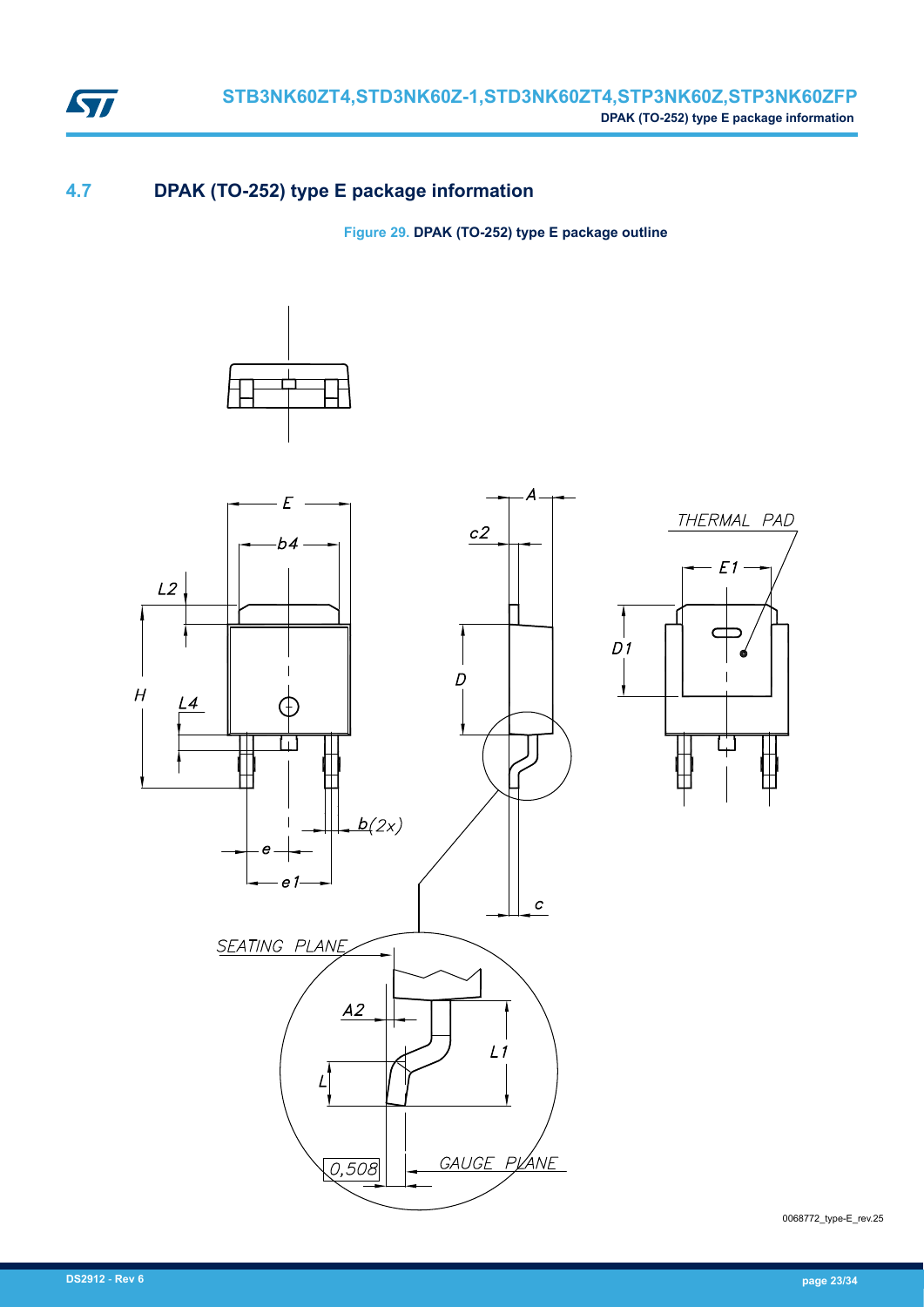## 4.7 DPAK (TO-252) type E package information

**Figure 29. DPAK (TO-252) type E package outline**

0068772_type-E_rev.25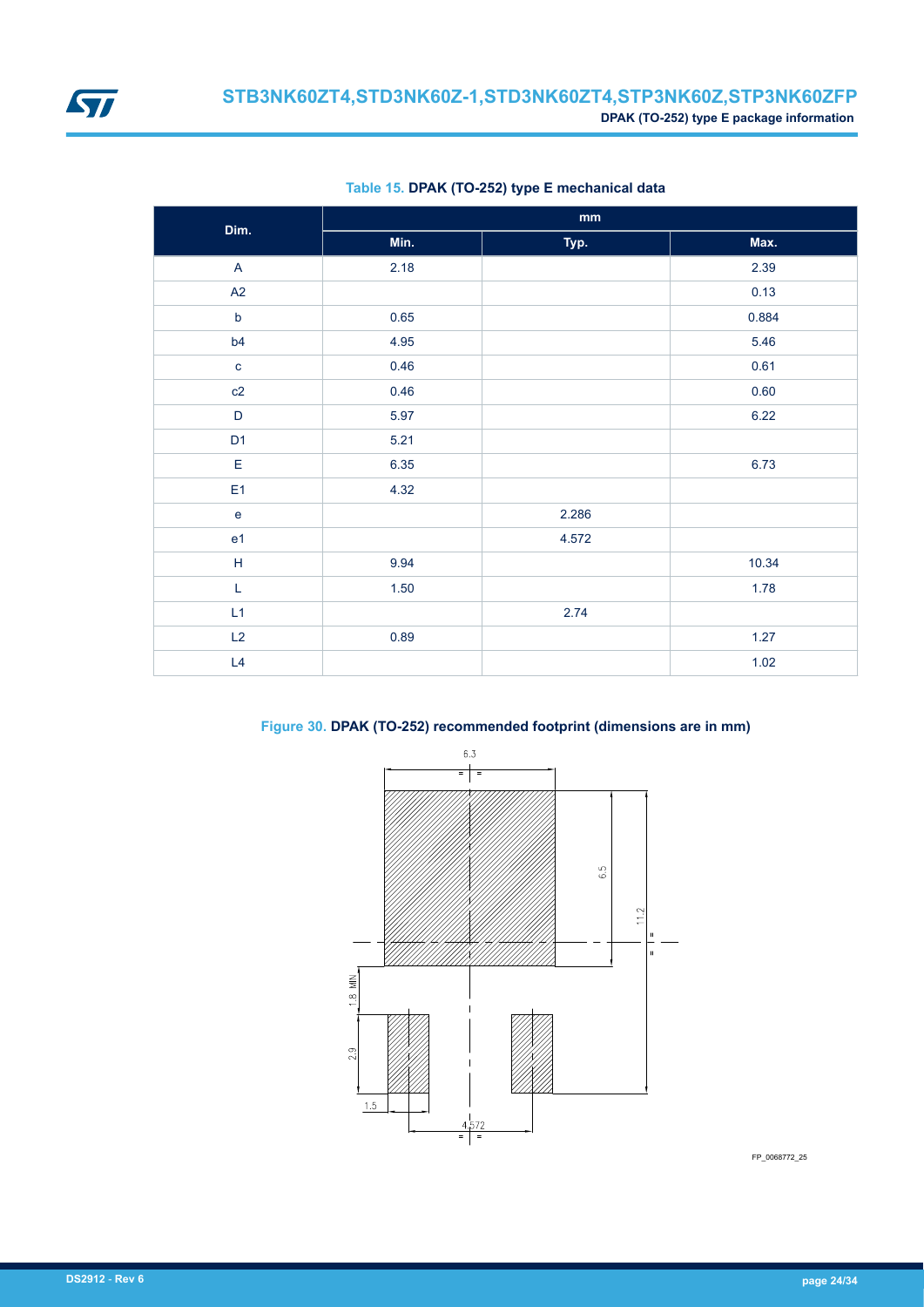Table 15. **DPAK (TO-252) type E mechanical data**

| Dim. | mm | | |
|---|---|---|---|
| | Min. | Typ. | Max. |
| A | 2.18 | | 2.39 |
| A2 | | | 0.13 |
| b | 0.65 | | 0.884 |
| b4 | 4.95 | | 5.46 |
| c | 0.46 | | 0.61 |
| c2 | 0.46 | | 0.60 |
| D | 5.97 | | 6.22 |
| D1 | 5.21 | | |
| E | 6.35 | | 6.73 |
| E1 | 4.32 | | |
| e | | 2.286 | |
| e1 | | 4.572 | |
| H | 9.94 | | 10.34 |
| L | 1.50 | | 1.78 |
| L1 | | 2.74 | |
| L2 | 0.89 | | 1.27 |
| L4 | | | 1.02 |

Figure 30. **DPAK (TO-252) recommended footprint (dimensions are in mm)**

FP_0068772_25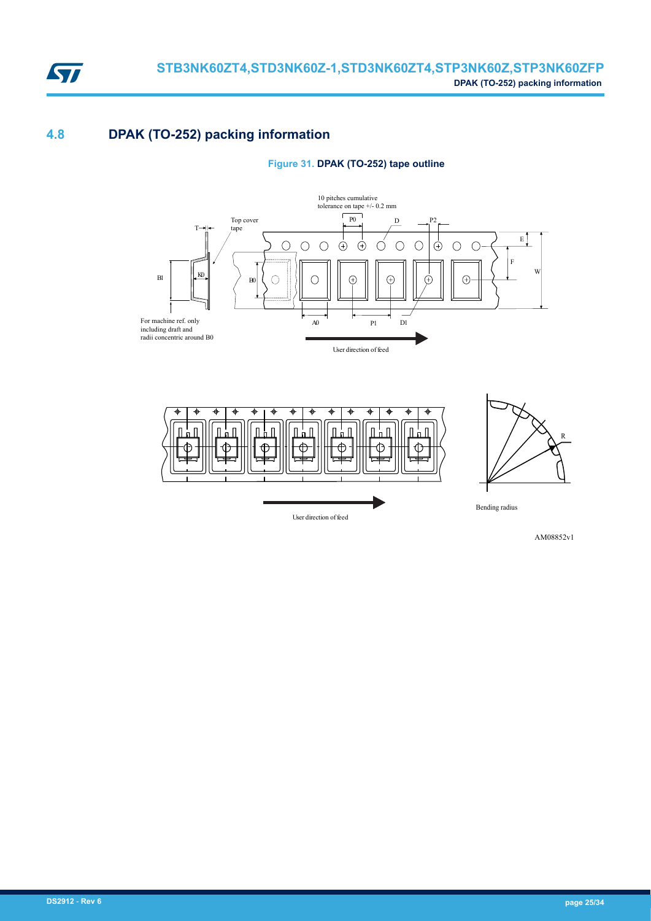## 4.8 DPAK (TO-252) packing information

**Figure 31. DPAK (TO-252) tape outline**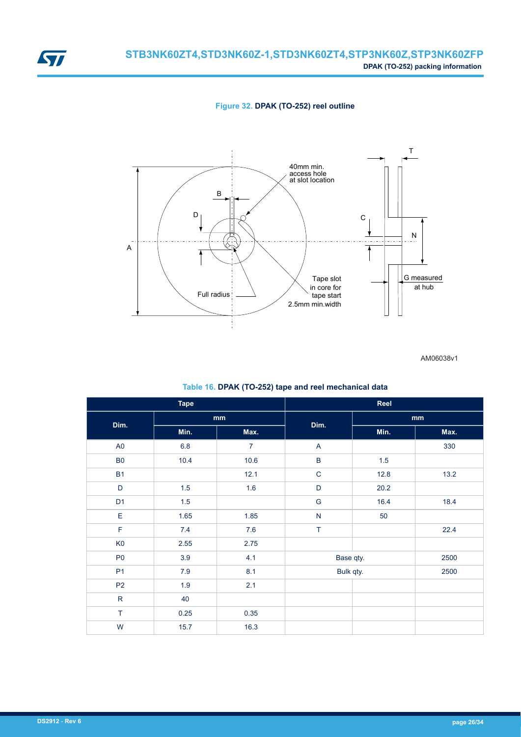**Figure 32. DPAK (TO-252) reel outline**

40mm min. access hole at slot location

Tape slot in core for tape start 2.5mm min.width

Full radius

G measured at hub

AM06038v1

**Table 16. DPAK (TO-252) tape and reel mechanical data**

| Tape | | | Reel | | |
|---|---|---|---|---|---|
| Dim. | mm | | Dim. | mm | |
| | Min. | Max. | | Min. | Max. |
| A0 | 6.8 | 7 | A | | 330 |
| B0 | 10.4 | 10.6 | B | 1.5 | |
| B1 | | 12.1 | C | 12.8 | 13.2 |
| D | 1.5 | 1.6 | D | 20.2 | |
| D1 | 1.5 | | G | 16.4 | 18.4 |
| E | 1.65 | 1.85 | N | 50 | |
| F | 7.4 | 7.6 | T | | 22.4 |
| K0 | 2.55 | 2.75 | | | |
| P0 | 3.9 | 4.1 | Base qty. | | 2500 |
| P1 | 7.9 | 8.1 | Bulk qty. | | 2500 |
| P2 | 1.9 | 2.1 | | | |
| R | 40 | | | | |
| T | 0.25 | 0.35 | | | |
| W | 15.7 | 16.3 | | | |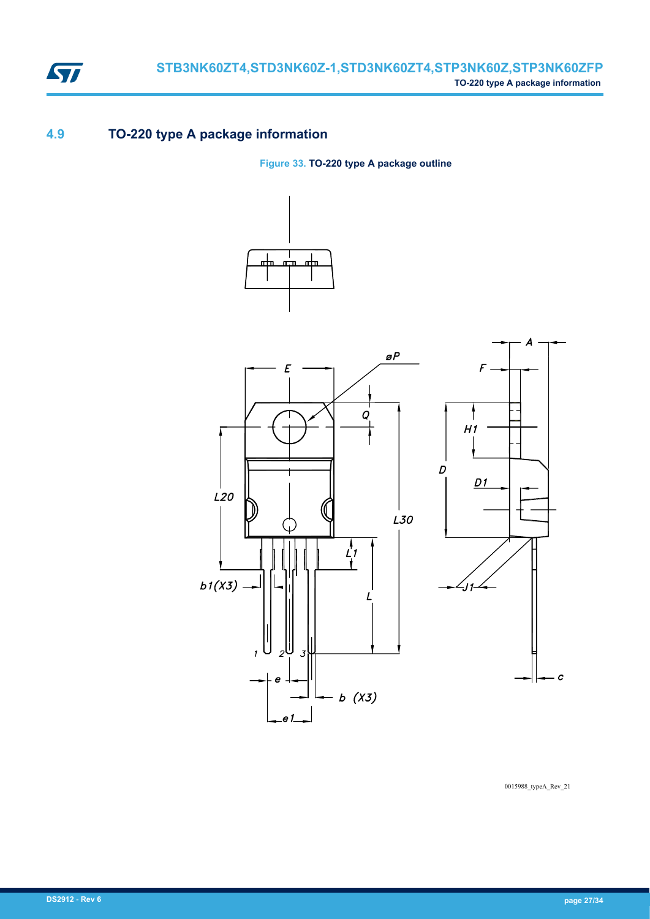## 4.9 TO-220 type A package information

**Figure 33. TO-220 type A package outline**

0015988_typeA_Rev_21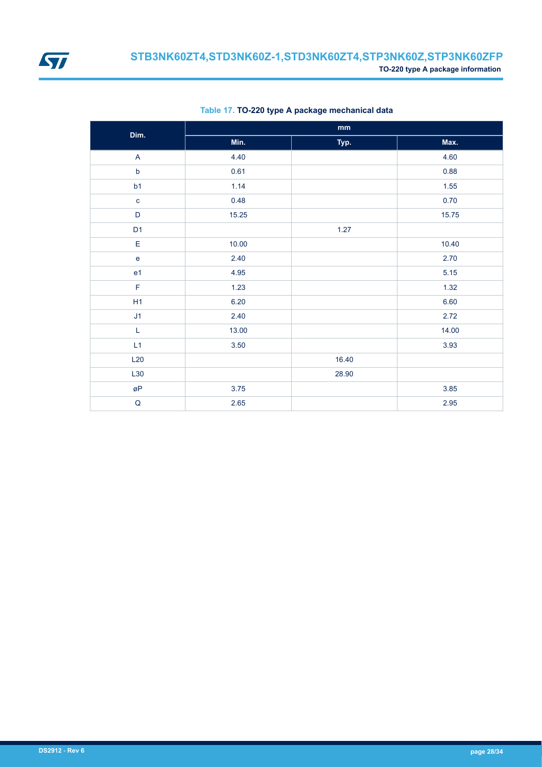**Table 17. TO-220 type A package mechanical data**

| Dim. | mm | | |
|---|---|---|---|
| | Min. | Typ. | Max. |
| A | 4.40 | | 4.60 |
| b | 0.61 | | 0.88 |
| b1 | 1.14 | | 1.55 |
| c | 0.48 | | 0.70 |
| D | 15.25 | | 15.75 |
| D1 | | 1.27 | |
| E | 10.00 | | 10.40 |
| e | 2.40 | | 2.70 |
| e1 | 4.95 | | 5.15 |
| F | 1.23 | | 1.32 |
| H1 | 6.20 | | 6.60 |
| J1 | 2.40 | | 2.72 |
| L | 13.00 | | 14.00 |
| L1 | 3.50 | | 3.93 |
| L20 | | 16.40 | |
| L30 | | 28.90 | |
| øP | 3.75 | | 3.85 |
| Q | 2.65 | | 2.95 |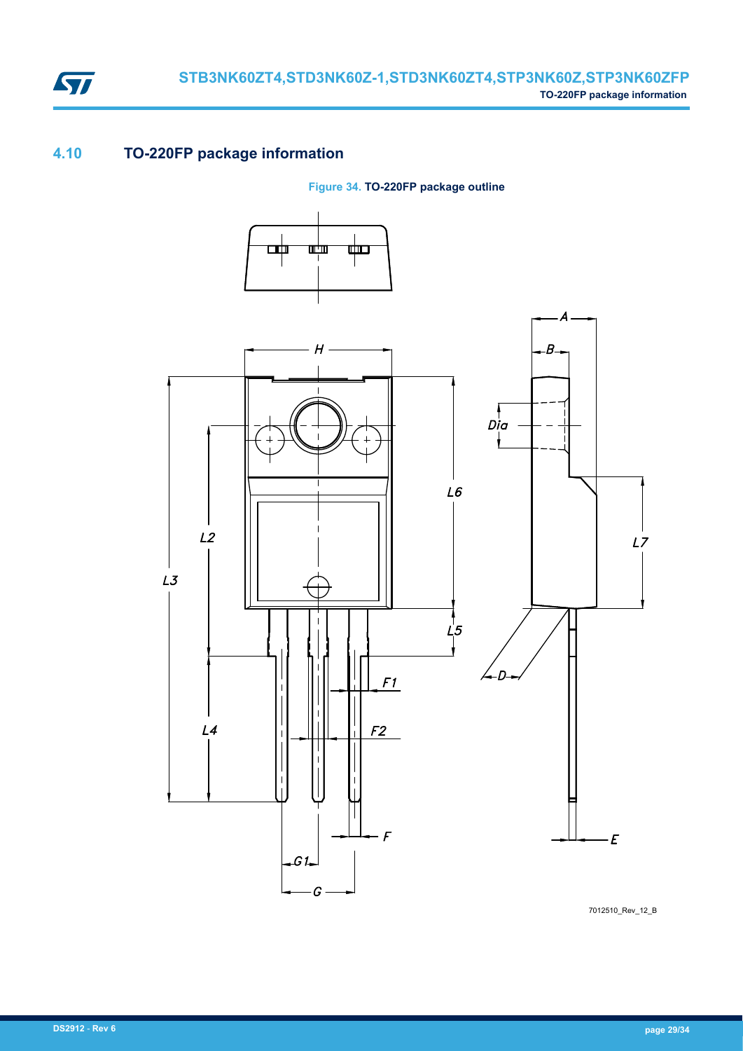## 4.10 TO-220FP package information

**Figure 34. TO-220FP package outline**

7012510_Rev_12_B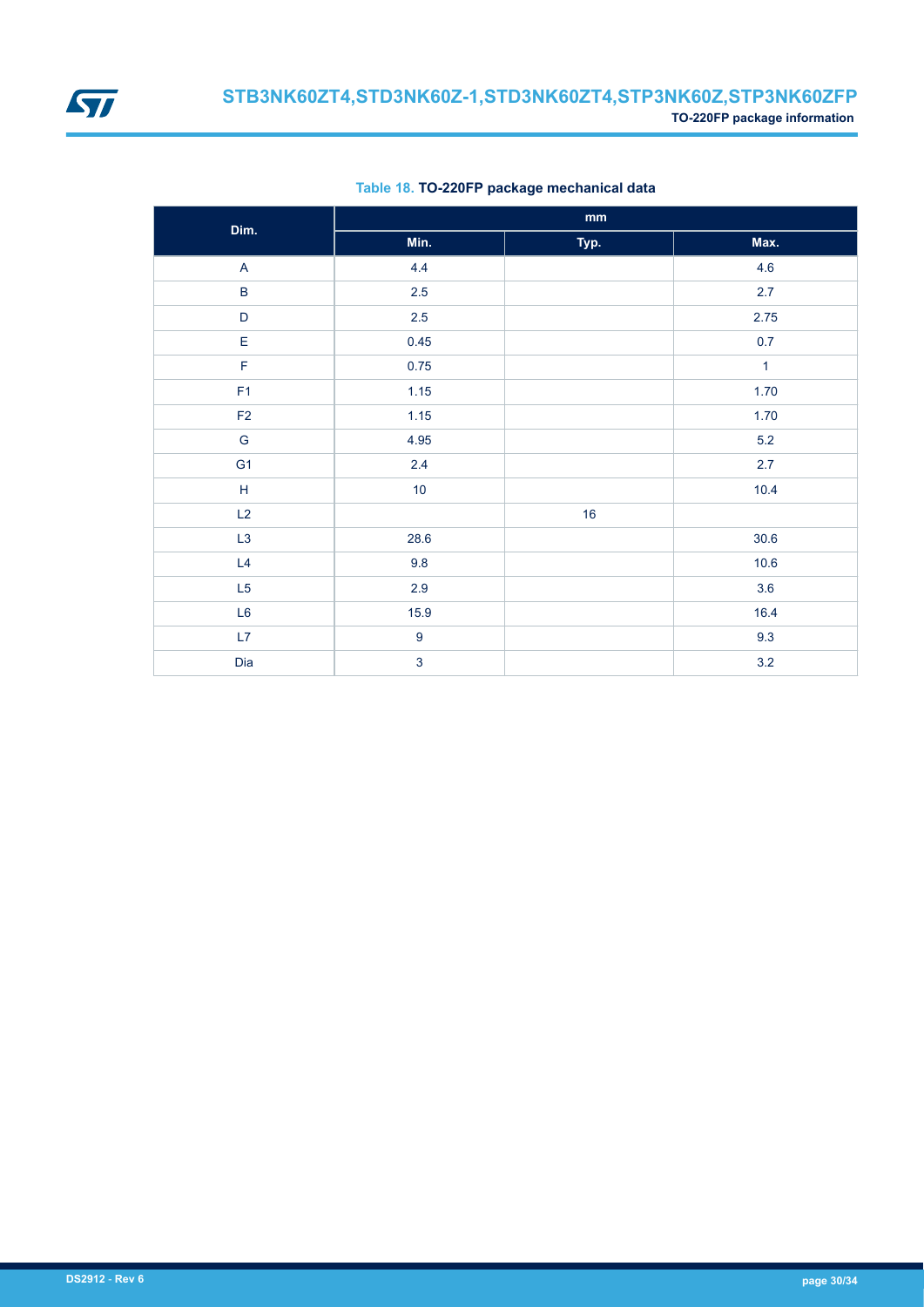**Table 18. TO-220FP package mechanical data**

| Dim. | mm | | |
|---|---|---|---|
| | Min. | Typ. | Max. |
| A | 4.4 | | 4.6 |
| B | 2.5 | | 2.7 |
| D | 2.5 | | 2.75 |
| E | 0.45 | | 0.7 |
| F | 0.75 | | 1 |
| F1 | 1.15 | | 1.70 |
| F2 | 1.15 | | 1.70 |
| G | 4.95 | | 5.2 |
| G1 | 2.4 | | 2.7 |
| H | 10 | | 10.4 |
| L2 | | 16 | |
| L3 | 28.6 | | 30.6 |
| L4 | 9.8 | | 10.6 |
| L5 | 2.9 | | 3.6 |
| L6 | 15.9 | | 16.4 |
| L7 | 9 | | 9.3 |
| Dia | 3 | | 3.2 |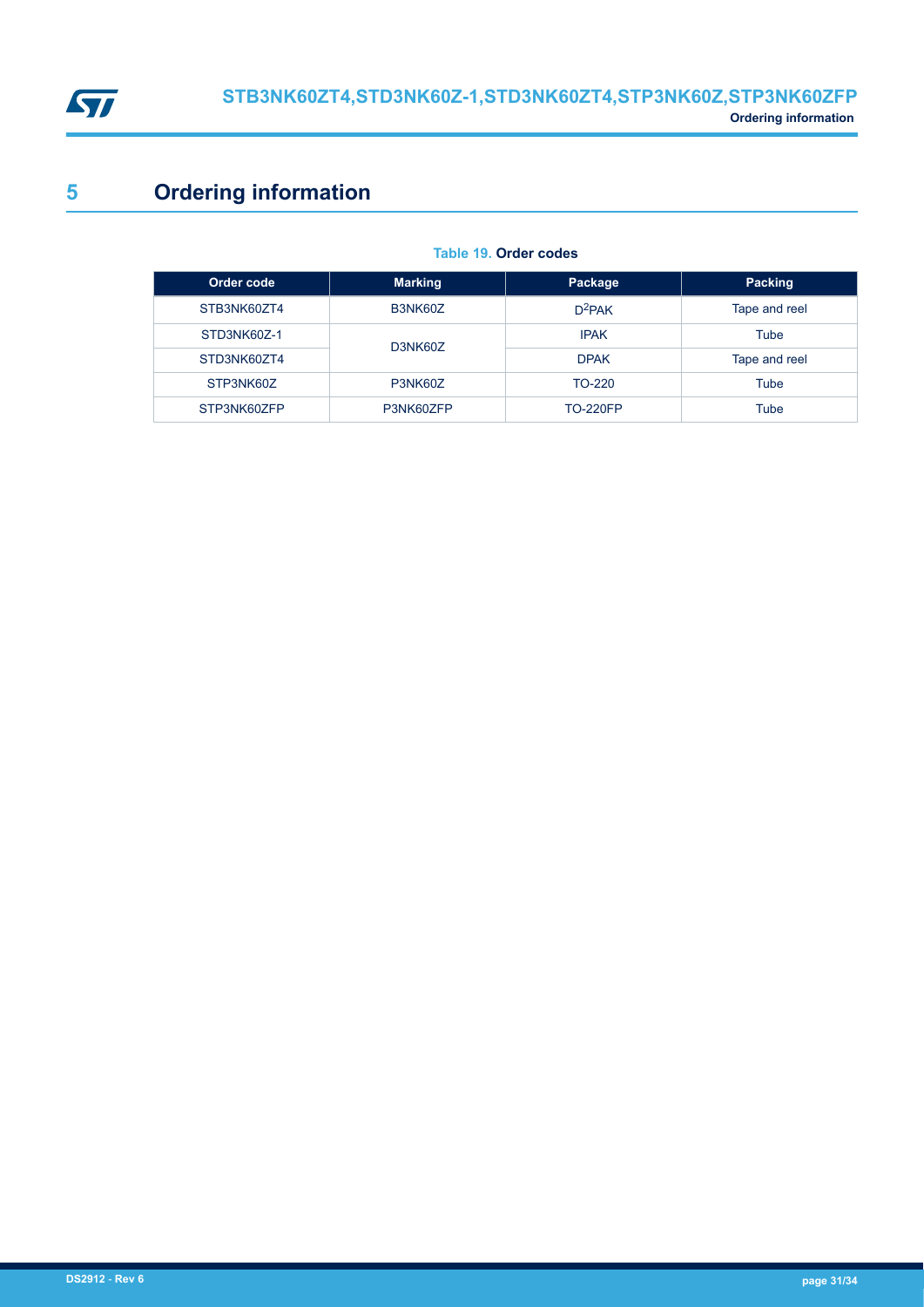# 5 Ordering information

**Table 19. Order codes**

| Order code | Marking | Package | Packing |
|---|---|---|---|
| STB3NK60ZT4 | B3NK60Z | $D^2PAK$ | Tape and reel |
| STD3NK60Z-1 | D3NK60Z | IPAK | Tube |
| STD3NK60ZT4 | | DPAK | Tape and reel |
| STP3NK60Z | P3NK60Z | TO-220 | Tube |
| STP3NK60ZFP | P3NK60ZFP | TO-220FP | Tube |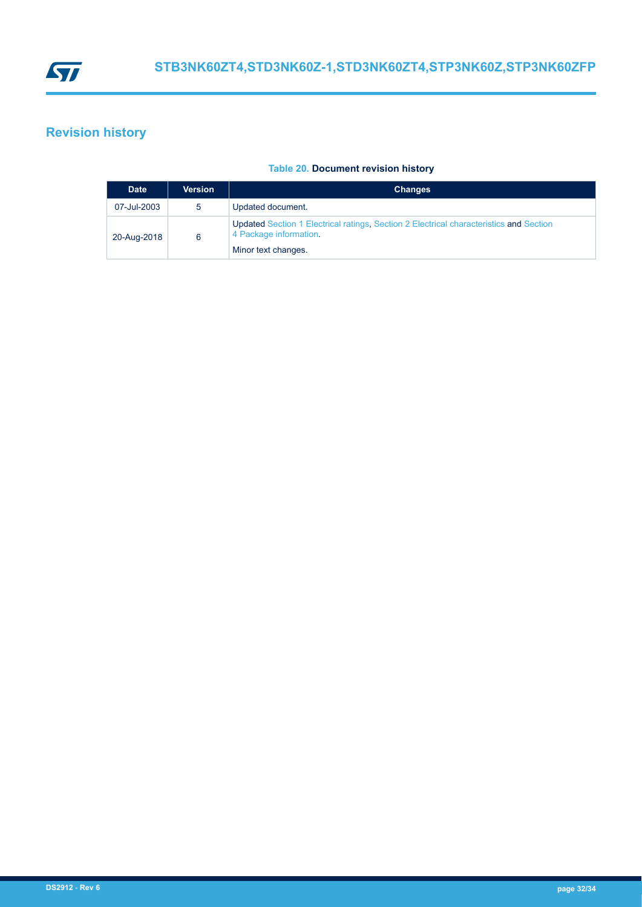# Revision history

**Table 20. Document revision history**

| Date | Version | Changes |
| --- | --- | --- |
| 07-Jul-2003 | 5 | Updated document. |
| 20-Aug-2018 | 6 | Updated Section 1 Electrical ratings, Section 2 Electrical characteristics and Section 4 Package information.<br>Minor text changes. |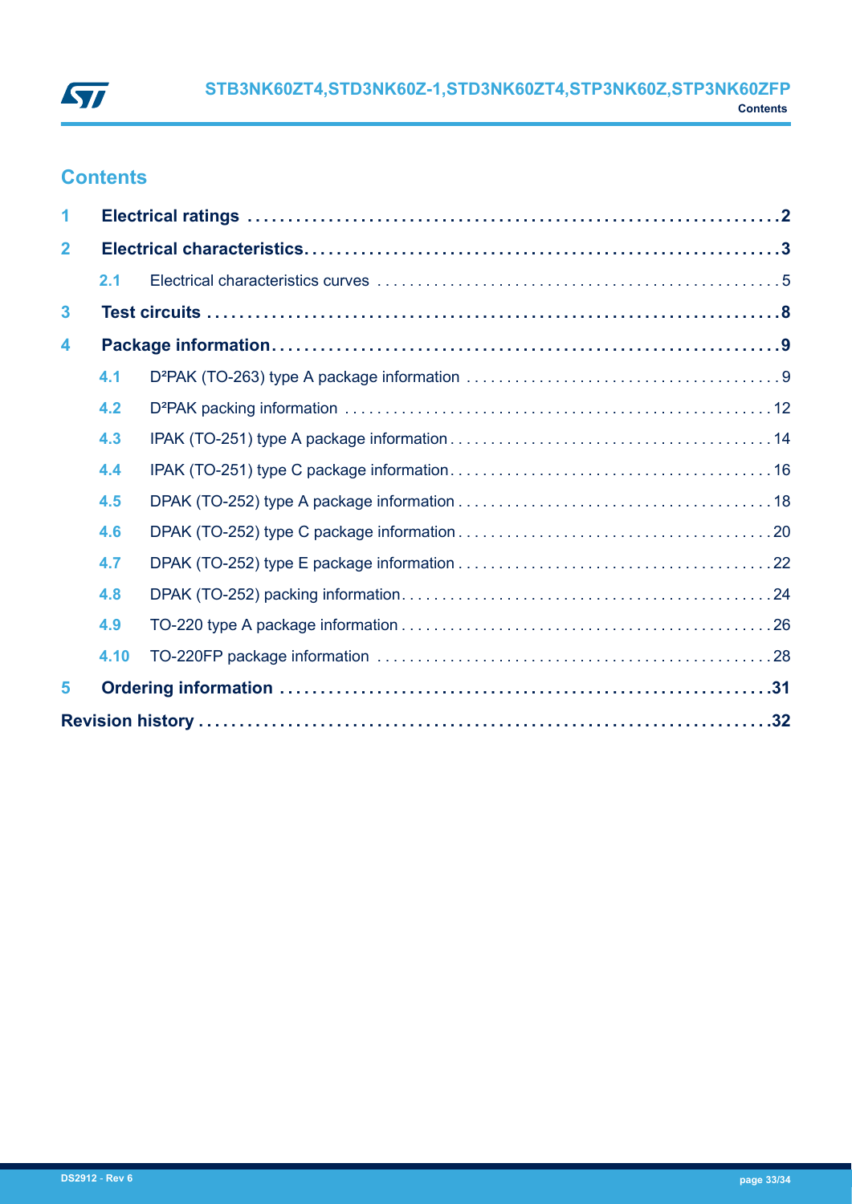## Contents

1 **Electrical ratings** .... 2

2 **Electrical characteristics** .... 3

- 2.1 Electrical characteristics curves .... 5

3 **Test circuits** .... 8

4 **Package information** .... 9

- 4.1 D²PAK (TO-263) type A package information .... 9
- 4.2 D²PAK packing information .... 12
- 4.3 IPAK (TO-251) type A package information .... 14
- 4.4 IPAK (TO-251) type C package information .... 16
- 4.5 DPAK (TO-252) type A package information .... 18
- 4.6 DPAK (TO-252) type C package information .... 20
- 4.7 DPAK (TO-252) type E package information .... 22
- 4.8 DPAK (TO-252) packing information .... 24
- 4.9 TO-220 type A package information .... 26
- 4.10 TO-220FP package information .... 28

5 **Ordering information** .... 31

**Revision history** .... 32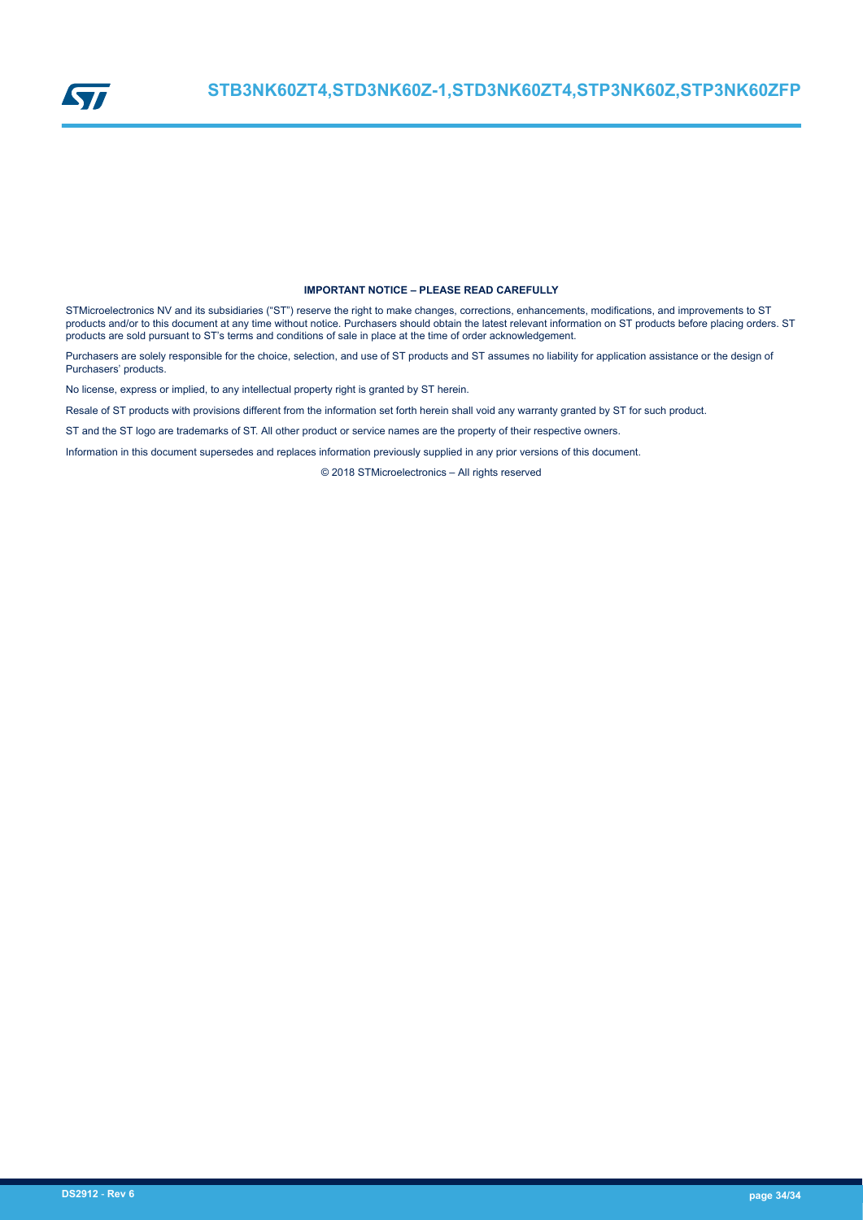**IMPORTANT NOTICE – PLEASE READ CAREFULLY**

STMicroelectronics NV and its subsidiaries (“ST”) reserve the right to make changes, corrections, enhancements, modifications, and improvements to ST products and/or to this document at any time without notice. Purchasers should obtain the latest relevant information on ST products before placing orders. ST products are sold pursuant to ST’s terms and conditions of sale in place at the time of order acknowledgement.

Purchasers are solely responsible for the choice, selection, and use of ST products and ST assumes no liability for application assistance or the design of Purchasers’ products.

No license, express or implied, to any intellectual property right is granted by ST herein.

Resale of ST products with provisions different from the information set forth herein shall void any warranty granted by ST for such product.

ST and the ST logo are trademarks of ST. All other product or service names are the property of their respective owners.

Information in this document supersedes and replaces information previously supplied in any prior versions of this document.

© 2018 STMicroelectronics – All rights reserved